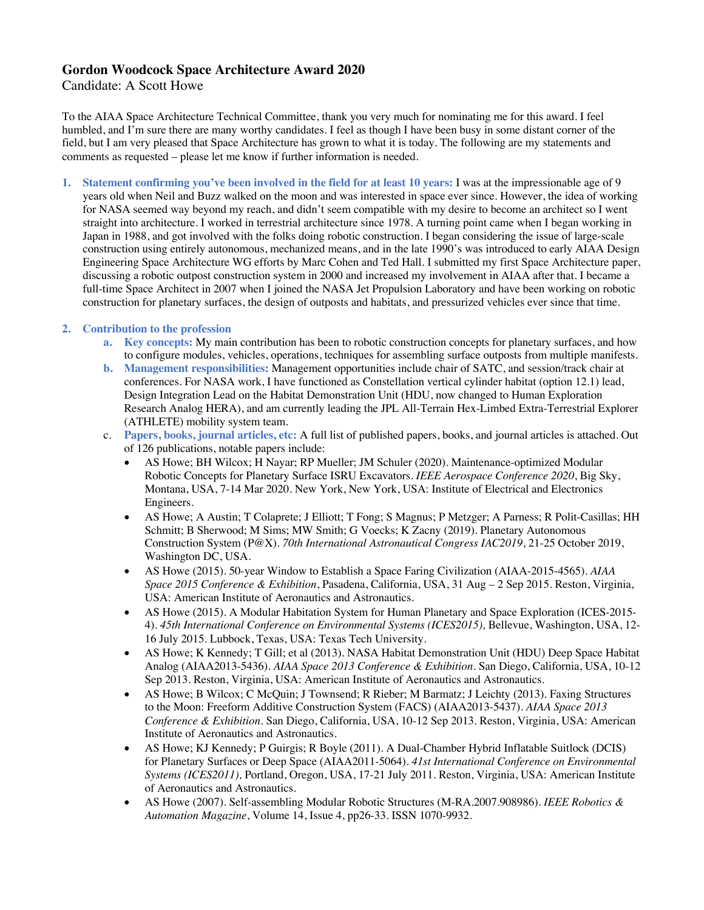# Gordon Woodcock Space Architecture Award 2020

Candidate: A Scott Howe

To the AIAA Space Architecture Technical Committee, thank you very much for nominating me for this award. I feel humbled, and I'm sure there are many worthy candidates. I feel as though I have been busy in some distant corner of the field, but I am very pleased that Space Architecture has grown to what it is today. The following are my statements and comments as requested – please let me know if further information is needed.

1. **Statement confirming you've been involved in the field for at least 10 years:** I was at the impressionable age of 9 years old when Neil and Buzz walked on the moon and was interested in space ever since. However, the idea of working for NASA seemed way beyond my reach, and didn't seem compatible with my desire to become an architect so I went straight into architecture. I worked in terrestrial architecture since 1978. A turning point came when I began working in Japan in 1988, and got involved with the folks doing robotic construction. I began considering the issue of large-scale construction using entirely autonomous, mechanized means, and in the late 1990's was introduced to early AIAA Design Engineering Space Architecture WG efforts by Marc Cohen and Ted Hall. I submitted my first Space Architecture paper, discussing a robotic outpost construction system in 2000 and increased my involvement in AIAA after that. I became a full-time Space Architect in 2007 when I joined the NASA Jet Propulsion Laboratory and have been working on robotic construction for planetary surfaces, the design of outposts and habitats, and pressurized vehicles ever since that time.

2. **Contribution to the profession**
   a. **Key concepts:** My main contribution has been to robotic construction concepts for planetary surfaces, and how to configure modules, vehicles, operations, techniques for assembling surface outposts from multiple manifests.
   b. **Management responsibilities:** Management opportunities include chair of SATC, and session/track chair at conferences. For NASA work, I have functioned as Constellation vertical cylinder habitat (option 12.1) lead, Design Integration Lead on the Habitat Demonstration Unit (HDU, now changed to Human Exploration Research Analog HERA), and am currently leading the JPL All-Terrain Hex-Limbed Extra-Terrestrial Explorer (ATHLETE) mobility system team.
   c. **Papers, books, journal articles, etc:** A full list of published papers, books, and journal articles is attached. Out of 126 publications, notable papers include:
      - AS Howe; BH Wilcox; H Nayar; RP Mueller; JM Schuler (2020). Maintenance-optimized Modular Robotic Concepts for Planetary Surface ISRU Excavators. *IEEE Aerospace Conference 2020*, Big Sky, Montana, USA, 7-14 Mar 2020. New York, New York, USA: Institute of Electrical and Electronics Engineers.
      - AS Howe; A Austin; T Colaprete; J Elliott; T Fong; S Magnus; P Metzger; A Parness; R Polit-Casillas; HH Schmitt; B Sherwood; M Sims; MW Smith; G Voecks; K Zacny (2019). Planetary Autonomous Construction System (P@X). *70th International Astronautical Congress IAC2019*, 21-25 October 2019, Washington DC, USA.
      - AS Howe (2015). 50-year Window to Establish a Space Faring Civilization (AIAA-2015-4565). *AIAA Space 2015 Conference & Exhibition*, Pasadena, California, USA, 31 Aug – 2 Sep 2015. Reston, Virginia, USA: American Institute of Aeronautics and Astronautics.
      - AS Howe (2015). A Modular Habitation System for Human Planetary and Space Exploration (ICES-2015-4). *45th International Conference on Environmental Systems (ICES2015),* Bellevue, Washington, USA, 12-16 July 2015. Lubbock, Texas, USA: Texas Tech University.
      - AS Howe; K Kennedy; T Gill; et al (2013). NASA Habitat Demonstration Unit (HDU) Deep Space Habitat Analog (AIAA2013-5436). *AIAA Space 2013 Conference & Exhibition*. San Diego, California, USA, 10-12 Sep 2013. Reston, Virginia, USA: American Institute of Aeronautics and Astronautics.
      - AS Howe; B Wilcox; C McQuin; J Townsend; R Rieber; M Barmatz; J Leichty (2013). Faxing Structures to the Moon: Freeform Additive Construction System (FACS) (AIAA2013-5437). *AIAA Space 2013 Conference & Exhibition*. San Diego, California, USA, 10-12 Sep 2013. Reston, Virginia, USA: American Institute of Aeronautics and Astronautics.
      - AS Howe; KJ Kennedy; P Guirgis; R Boyle (2011). A Dual-Chamber Hybrid Inflatable Suitlock (DCIS) for Planetary Surfaces or Deep Space (AIAA2011-5064). *41st International Conference on Environmental Systems (ICES2011),* Portland, Oregon, USA, 17-21 July 2011. Reston, Virginia, USA: American Institute of Aeronautics and Astronautics.
      - AS Howe (2007). Self-assembling Modular Robotic Structures (M-RA.2007.908986). *IEEE Robotics & Automation Magazine*, Volume 14, Issue 4, pp26-33. ISSN 1070-9932.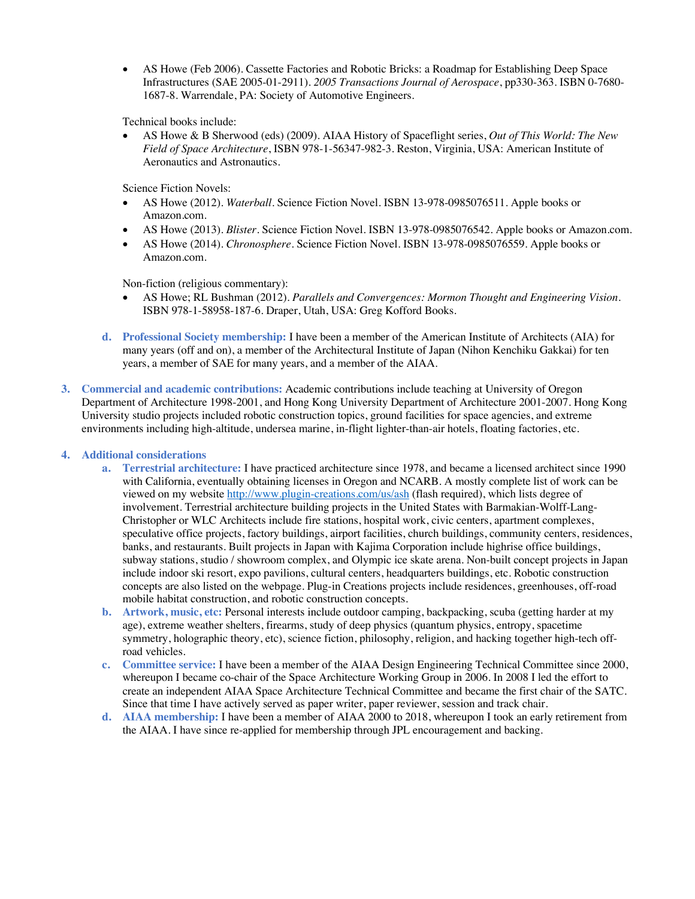- AS Howe (Feb 2006). Cassette Factories and Robotic Bricks: a Roadmap for Establishing Deep Space Infrastructures (SAE 2005-01-2911). *2005 Transactions Journal of Aerospace*, pp330-363. ISBN 0-7680-1687-8. Warrendale, PA: Society of Automotive Engineers.

Technical books include:

- AS Howe & B Sherwood (eds) (2009). AIAA History of Spaceflight series, *Out of This World: The New Field of Space Architecture*, ISBN 978-1-56347-982-3. Reston, Virginia, USA: American Institute of Aeronautics and Astronautics.

Science Fiction Novels:

- AS Howe (2012). *Waterball*. Science Fiction Novel. ISBN 13-978-0985076511. Apple books or Amazon.com.
- AS Howe (2013). *Blister*. Science Fiction Novel. ISBN 13-978-0985076542. Apple books or Amazon.com.
- AS Howe (2014). *Chronosphere*. Science Fiction Novel. ISBN 13-978-0985076559. Apple books or Amazon.com.

Non-fiction (religious commentary):

- AS Howe; RL Bushman (2012). *Parallels and Convergences: Mormon Thought and Engineering Vision*. ISBN 978-1-58958-187-6. Draper, Utah, USA: Greg Kofford Books.

d. **Professional Society membership:** I have been a member of the American Institute of Architects (AIA) for many years (off and on), a member of the Architectural Institute of Japan (Nihon Kenchiku Gakkai) for ten years, a member of SAE for many years, and a member of the AIAA.

3. **Commercial and academic contributions:** Academic contributions include teaching at University of Oregon Department of Architecture 1998-2001, and Hong Kong University Department of Architecture 2001-2007. Hong Kong University studio projects included robotic construction topics, ground facilities for space agencies, and extreme environments including high-altitude, undersea marine, in-flight lighter-than-air hotels, floating factories, etc.

4. **Additional considerations**

a. **Terrestrial architecture:** I have practiced architecture since 1978, and became a licensed architect since 1990 with California, eventually obtaining licenses in Oregon and NCARB. A mostly complete list of work can be viewed on my website http://www.plugin-creations.com/us/ash (flash required), which lists degree of involvement. Terrestrial architecture building projects in the United States with Barmakian-Wolff-Lang-Christopher or WLC Architects include fire stations, hospital work, civic centers, apartment complexes, speculative office projects, factory buildings, airport facilities, church buildings, community centers, residences, banks, and restaurants. Built projects in Japan with Kajima Corporation include highrise office buildings, subway stations, studio / showroom complex, and Olympic ice skate arena. Non-built concept projects in Japan include indoor ski resort, expo pavilions, cultural centers, headquarters buildings, etc. Robotic construction concepts are also listed on the webpage. Plug-in Creations projects include residences, greenhouses, off-road mobile habitat construction, and robotic construction concepts.

b. **Artwork, music, etc:** Personal interests include outdoor camping, backpacking, scuba (getting harder at my age), extreme weather shelters, firearms, study of deep physics (quantum physics, entropy, spacetime symmetry, holographic theory, etc), science fiction, philosophy, religion, and hacking together high-tech off-road vehicles.

c. **Committee service:** I have been a member of the AIAA Design Engineering Technical Committee since 2000, whereupon I became co-chair of the Space Architecture Working Group in 2006. In 2008 I led the effort to create an independent AIAA Space Architecture Technical Committee and became the first chair of the SATC. Since that time I have actively served as paper writer, paper reviewer, session and track chair.

d. **AIAA membership:** I have been a member of AIAA 2000 to 2018, whereupon I took an early retirement from the AIAA. I have since re-applied for membership through JPL encouragement and backing.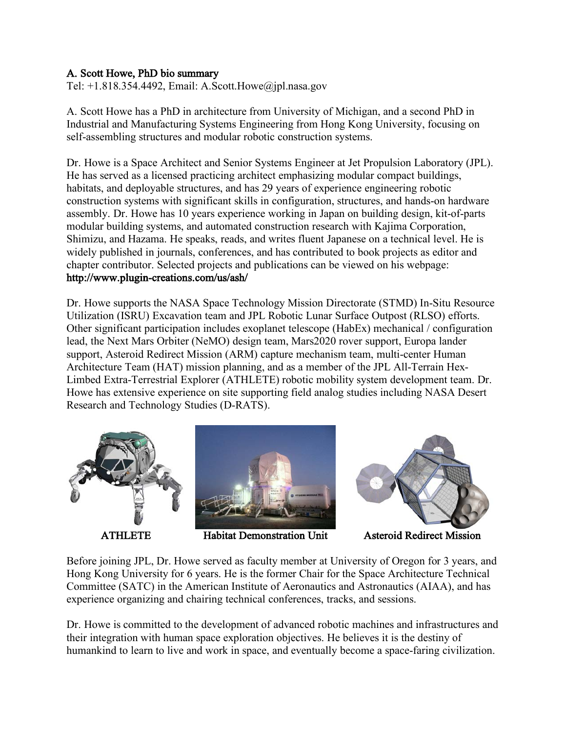**A. Scott Howe, PhD bio summary**

Tel: +1.818.354.4492, Email: A.Scott.Howe@jpl.nasa.gov

A. Scott Howe has a PhD in architecture from University of Michigan, and a second PhD in Industrial and Manufacturing Systems Engineering from Hong Kong University, focusing on self-assembling structures and modular robotic construction systems.

Dr. Howe is a Space Architect and Senior Systems Engineer at Jet Propulsion Laboratory (JPL). He has served as a licensed practicing architect emphasizing modular compact buildings, habitats, and deployable structures, and has 29 years of experience engineering robotic construction systems with significant skills in configuration, structures, and hands-on hardware assembly. Dr. Howe has 10 years experience working in Japan on building design, kit-of-parts modular building systems, and automated construction research with Kajima Corporation, Shimizu, and Hazama. He speaks, reads, and writes fluent Japanese on a technical level. He is widely published in journals, conferences, and has contributed to book projects as editor and chapter contributor. Selected projects and publications can be viewed on his webpage: **http://www.plugin-creations.com/us/ash/**

Dr. Howe supports the NASA Space Technology Mission Directorate (STMD) In-Situ Resource Utilization (ISRU) Excavation team and JPL Robotic Lunar Surface Outpost (RLSO) efforts. Other significant participation includes exoplanet telescope (HabEx) mechanical / configuration lead, the Next Mars Orbiter (NeMO) design team, Mars2020 rover support, Europa lander support, Asteroid Redirect Mission (ARM) capture mechanism team, multi-center Human Architecture Team (HAT) mission planning, and as a member of the JPL All-Terrain Hex-Limbed Extra-Terrestrial Explorer (ATHLETE) robotic mobility system development team. Dr. Howe has extensive experience on site supporting field analog studies including NASA Desert Research and Technology Studies (D-RATS).

ATHLETE

Habitat Demonstration Unit

Asteroid Redirect Mission

Before joining JPL, Dr. Howe served as faculty member at University of Oregon for 3 years, and Hong Kong University for 6 years. He is the former Chair for the Space Architecture Technical Committee (SATC) in the American Institute of Aeronautics and Astronautics (AIAA), and has experience organizing and chairing technical conferences, tracks, and sessions.

Dr. Howe is committed to the development of advanced robotic machines and infrastructures and their integration with human space exploration objectives. He believes it is the destiny of humankind to learn to live and work in space, and eventually become a space-faring civilization.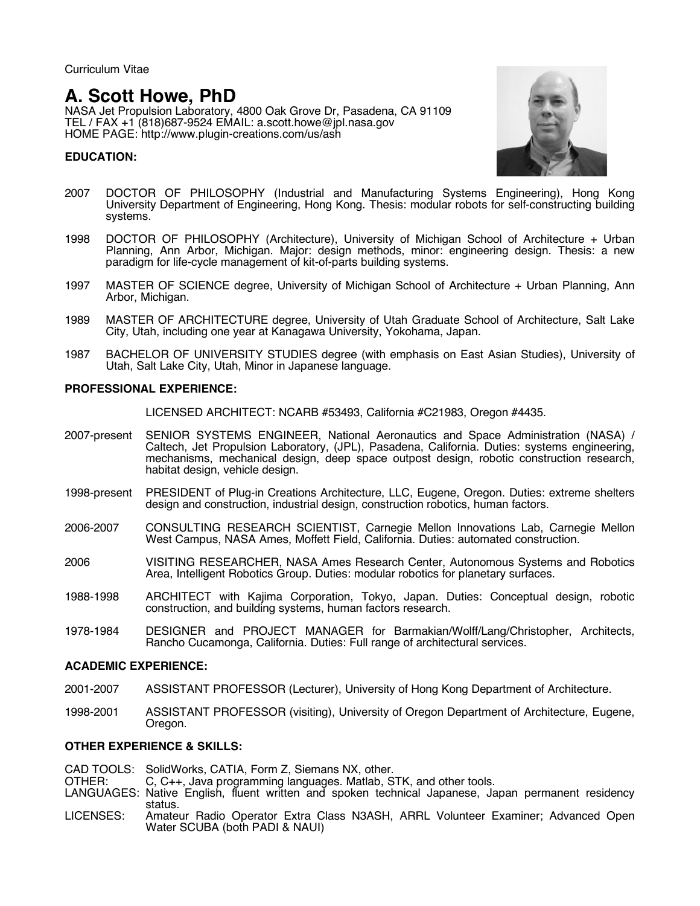Curriculum Vitae

# A. Scott Howe, PhD

NASA Jet Propulsion Laboratory, 4800 Oak Grove Dr, Pasadena, CA 91109
TEL / FAX +1 (818)687-9524 EMAIL: a.scott.howe@jpl.nasa.gov
HOME PAGE: http://www.plugin-creations.com/us/ash

## EDUCATION:

2007 DOCTOR OF PHILOSOPHY (Industrial and Manufacturing Systems Engineering), Hong Kong University Department of Engineering, Hong Kong. Thesis: modular robots for self-constructing building systems.

1998 DOCTOR OF PHILOSOPHY (Architecture), University of Michigan School of Architecture + Urban Planning, Ann Arbor, Michigan. Major: design methods, minor: engineering design. Thesis: a new paradigm for life-cycle management of kit-of-parts building systems.

1997 MASTER OF SCIENCE degree, University of Michigan School of Architecture + Urban Planning, Ann Arbor, Michigan.

1989 MASTER OF ARCHITECTURE degree, University of Utah Graduate School of Architecture, Salt Lake City, Utah, including one year at Kanagawa University, Yokohama, Japan.

1987 BACHELOR OF UNIVERSITY STUDIES degree (with emphasis on East Asian Studies), University of Utah, Salt Lake City, Utah, Minor in Japanese language.

## PROFESSIONAL EXPERIENCE:

LICENSED ARCHITECT: NCARB #53493, California #C21983, Oregon #4435.

2007-present SENIOR SYSTEMS ENGINEER, National Aeronautics and Space Administration (NASA) / Caltech, Jet Propulsion Laboratory, (JPL), Pasadena, California. Duties: systems engineering, mechanisms, mechanical design, deep space outpost design, robotic construction research, habitat design, vehicle design.

1998-present PRESIDENT of Plug-in Creations Architecture, LLC, Eugene, Oregon. Duties: extreme shelters design and construction, industrial design, construction robotics, human factors.

2006-2007 CONSULTING RESEARCH SCIENTIST, Carnegie Mellon Innovations Lab, Carnegie Mellon West Campus, NASA Ames, Moffett Field, California. Duties: automated construction.

2006 VISITING RESEARCHER, NASA Ames Research Center, Autonomous Systems and Robotics Area, Intelligent Robotics Group. Duties: modular robotics for planetary surfaces.

1988-1998 ARCHITECT with Kajima Corporation, Tokyo, Japan. Duties: Conceptual design, robotic construction, and building systems, human factors research.

1978-1984 DESIGNER and PROJECT MANAGER for Barmakian/Wolff/Lang/Christopher, Architects, Rancho Cucamonga, California. Duties: Full range of architectural services.

## ACADEMIC EXPERIENCE:

2001-2007 ASSISTANT PROFESSOR (Lecturer), University of Hong Kong Department of Architecture.

1998-2001 ASSISTANT PROFESSOR (visiting), University of Oregon Department of Architecture, Eugene, Oregon.

## OTHER EXPERIENCE & SKILLS:

CAD TOOLS: SolidWorks, CATIA, Form Z, Siemans NX, other.
OTHER: C, C++, Java programming languages. Matlab, STK, and other tools.
LANGUAGES: Native English, fluent written and spoken technical Japanese, Japan permanent residency status.
LICENSES: Amateur Radio Operator Extra Class N3ASH, ARRL Volunteer Examiner; Advanced Open Water SCUBA (both PADI & NAUI)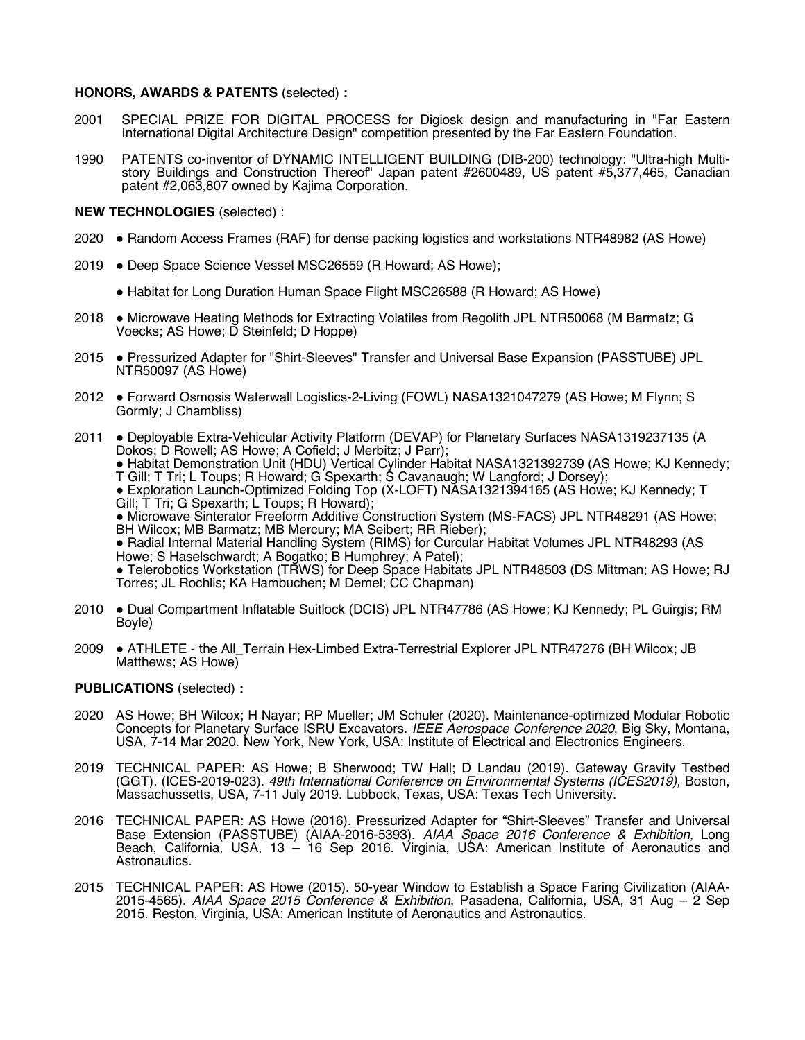**HONORS, AWARDS & PATENTS** (selected) **:**

2001 SPECIAL PRIZE FOR DIGITAL PROCESS for Digiosk design and manufacturing in "Far Eastern International Digital Architecture Design" competition presented by the Far Eastern Foundation.

1990 PATENTS co-inventor of DYNAMIC INTELLIGENT BUILDING (DIB-200) technology: "Ultra-high Multi-story Buildings and Construction Thereof" Japan patent #2600489, US patent #5,377,465, Canadian patent #2,063,807 owned by Kajima Corporation.

**NEW TECHNOLOGIES** (selected) :

2020 ● Random Access Frames (RAF) for dense packing logistics and workstations NTR48982 (AS Howe)

2019 ● Deep Space Science Vessel MSC26559 (R Howard; AS Howe);

● Habitat for Long Duration Human Space Flight MSC26588 (R Howard; AS Howe)

2018 ● Microwave Heating Methods for Extracting Volatiles from Regolith JPL NTR50068 (M Barmatz; G Voecks; AS Howe; D Steinfeld; D Hoppe)

2015 ● Pressurized Adapter for "Shirt-Sleeves" Transfer and Universal Base Expansion (PASSTUBE) JPL NTR50097 (AS Howe)

2012 ● Forward Osmosis Waterwall Logistics-2-Living (FOWL) NASA1321047279 (AS Howe; M Flynn; S Gormly; J Chambliss)

2011 ● Deployable Extra-Vehicular Activity Platform (DEVAP) for Planetary Surfaces NASA1319237135 (A Dokos; D Rowell; AS Howe; A Cofield; J Merbitz; J Parr);

● Habitat Demonstration Unit (HDU) Vertical Cylinder Habitat NASA1321392739 (AS Howe; KJ Kennedy; T Gill; T Tri; L Toups; R Howard; G Spexarth; S Cavanaugh; W Langford; J Dorsey);

● Exploration Launch-Optimized Folding Top (X-LOFT) NASA1321394165 (AS Howe; KJ Kennedy; T Gill; T Tri; G Spexarth; L Toups; R Howard);

● Microwave Sinterator Freeform Additive Construction System (MS-FACS) JPL NTR48291 (AS Howe; BH Wilcox; MB Barmatz; MB Mercury; MA Seibert; RR Rieber);

● Radial Internal Material Handling System (RIMS) for Curcular Habitat Volumes JPL NTR48293 (AS Howe; S Haselschwardt; A Bogatko; B Humphrey; A Patel);

● Telerobotics Workstation (TRWS) for Deep Space Habitats JPL NTR48503 (DS Mittman; AS Howe; RJ Torres; JL Rochlis; KA Hambuchen; M Demel; CC Chapman)

2010 ● Dual Compartment Inflatable Suitlock (DCIS) JPL NTR47786 (AS Howe; KJ Kennedy; PL Guirgis; RM Boyle)

2009 ● ATHLETE - the All_Terrain Hex-Limbed Extra-Terrestrial Explorer JPL NTR47276 (BH Wilcox; JB Matthews; AS Howe)

**PUBLICATIONS** (selected) **:**

2020 AS Howe; BH Wilcox; H Nayar; RP Mueller; JM Schuler (2020). Maintenance-optimized Modular Robotic Concepts for Planetary Surface ISRU Excavators. *IEEE Aerospace Conference 2020*, Big Sky, Montana, USA, 7-14 Mar 2020. New York, New York, USA: Institute of Electrical and Electronics Engineers.

2019 TECHNICAL PAPER: AS Howe; B Sherwood; TW Hall; D Landau (2019). Gateway Gravity Testbed (GGT). (ICES-2019-023). *49th International Conference on Environmental Systems (ICES2019),* Boston, Massachussetts, USA, 7-11 July 2019. Lubbock, Texas, USA: Texas Tech University.

2016 TECHNICAL PAPER: AS Howe (2016). Pressurized Adapter for "Shirt-Sleeves" Transfer and Universal Base Extension (PASSTUBE) (AIAA-2016-5393). *AIAA Space 2016 Conference & Exhibition*, Long Beach, California, USA, 13 – 16 Sep 2016. Virginia, USA: American Institute of Aeronautics and Astronautics.

2015 TECHNICAL PAPER: AS Howe (2015). 50-year Window to Establish a Space Faring Civilization (AIAA-2015-4565). *AIAA Space 2015 Conference & Exhibition*, Pasadena, California, USA, 31 Aug – 2 Sep 2015. Reston, Virginia, USA: American Institute of Aeronautics and Astronautics.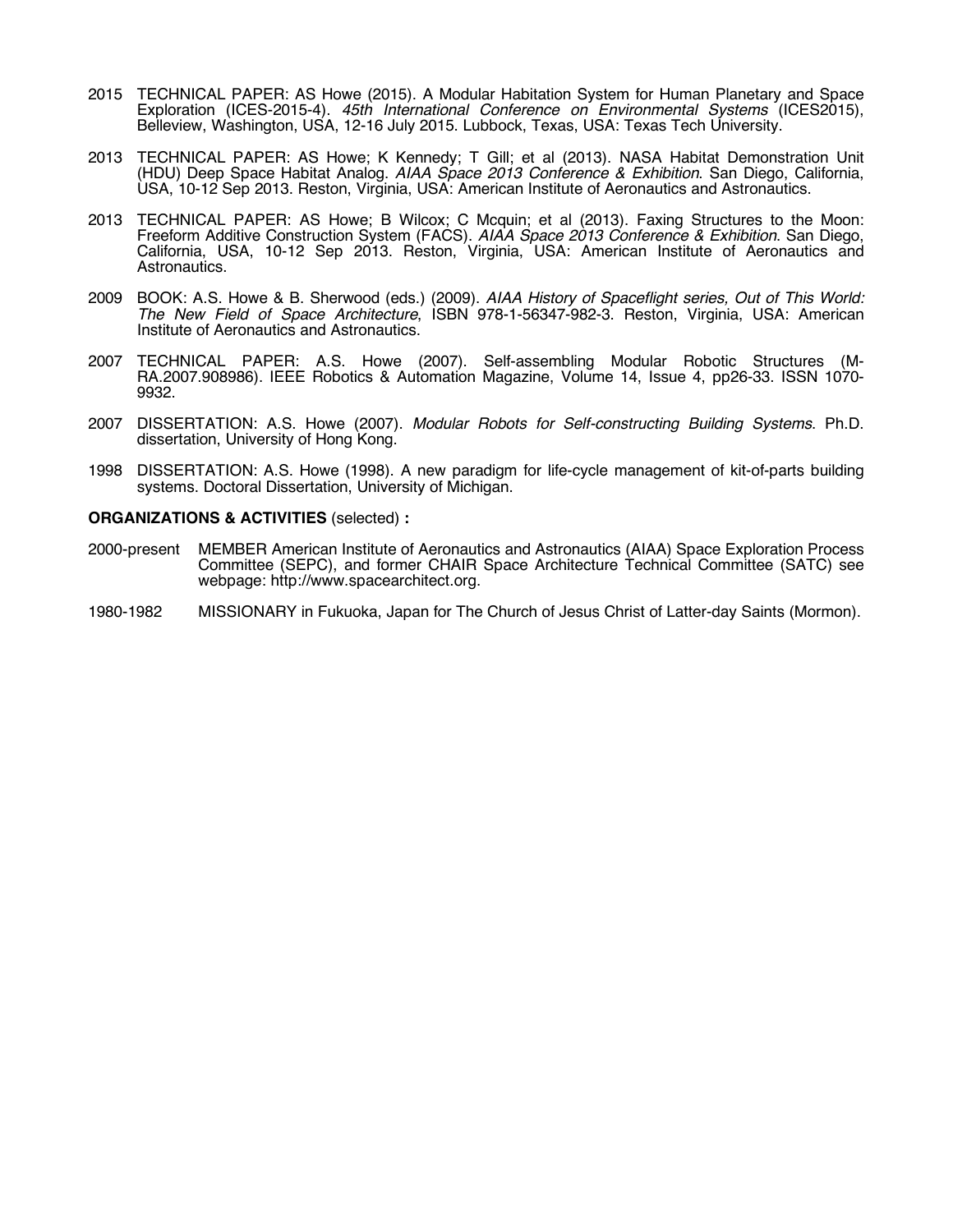2015 TECHNICAL PAPER: AS Howe (2015). A Modular Habitation System for Human Planetary and Space Exploration (ICES-2015-4). *45th International Conference on Environmental Systems* (ICES2015), Belleview, Washington, USA, 12-16 July 2015. Lubbock, Texas, USA: Texas Tech University.

2013 TECHNICAL PAPER: AS Howe; K Kennedy; T Gill; et al (2013). NASA Habitat Demonstration Unit (HDU) Deep Space Habitat Analog. *AIAA Space 2013 Conference & Exhibition*. San Diego, California, USA, 10-12 Sep 2013. Reston, Virginia, USA: American Institute of Aeronautics and Astronautics.

2013 TECHNICAL PAPER: AS Howe; B Wilcox; C Mcquin; et al (2013). Faxing Structures to the Moon: Freeform Additive Construction System (FACS). *AIAA Space 2013 Conference & Exhibition*. San Diego, California, USA, 10-12 Sep 2013. Reston, Virginia, USA: American Institute of Aeronautics and Astronautics.

2009 BOOK: A.S. Howe & B. Sherwood (eds.) (2009). *AIAA History of Spaceflight series, Out of This World: The New Field of Space Architecture*, ISBN 978-1-56347-982-3. Reston, Virginia, USA: American Institute of Aeronautics and Astronautics.

2007 TECHNICAL PAPER: A.S. Howe (2007). Self-assembling Modular Robotic Structures (M-RA.2007.908986). IEEE Robotics & Automation Magazine, Volume 14, Issue 4, pp26-33. ISSN 1070-9932.

2007 DISSERTATION: A.S. Howe (2007). *Modular Robots for Self-constructing Building Systems*. Ph.D. dissertation, University of Hong Kong.

1998 DISSERTATION: A.S. Howe (1998). A new paradigm for life-cycle management of kit-of-parts building systems. Doctoral Dissertation, University of Michigan.

**ORGANIZATIONS & ACTIVITIES** (selected) **:**

2000-present MEMBER American Institute of Aeronautics and Astronautics (AIAA) Space Exploration Process Committee (SEPC), and former CHAIR Space Architecture Technical Committee (SATC) see webpage: http://www.spacearchitect.org.

1980-1982 MISSIONARY in Fukuoka, Japan for The Church of Jesus Christ of Latter-day Saints (Mormon).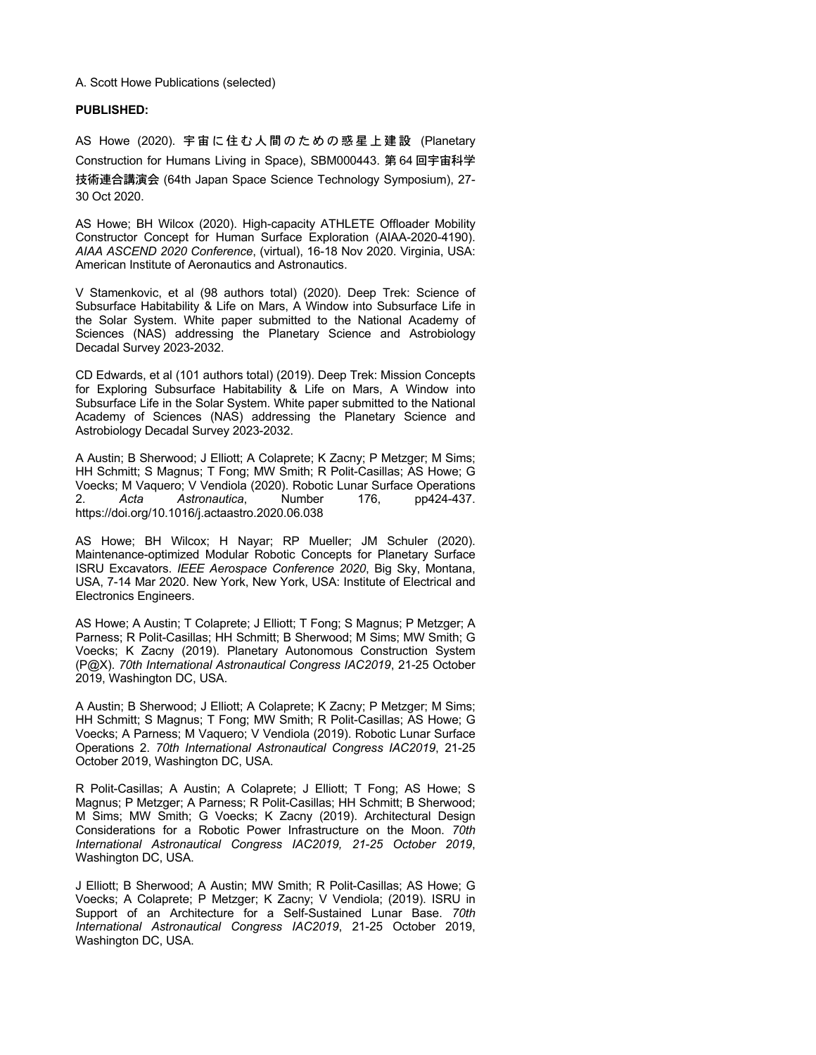A. Scott Howe Publications (selected)

**PUBLISHED:**

AS Howe (2020). 宇宙に住む人間のための惑星上建設 (Planetary Construction for Humans Living in Space), SBM000443. 第64回宇宙科学技術連合講演会 (64th Japan Space Science Technology Symposium), 27-30 Oct 2020.

AS Howe; BH Wilcox (2020). High-capacity ATHLETE Offloader Mobility Constructor Concept for Human Surface Exploration (AIAA-2020-4190). *AIAA ASCEND 2020 Conference*, (virtual), 16-18 Nov 2020. Virginia, USA: American Institute of Aeronautics and Astronautics.

V Stamenkovic, et al (98 authors total) (2020). Deep Trek: Science of Subsurface Habitability & Life on Mars, A Window into Subsurface Life in the Solar System. White paper submitted to the National Academy of Sciences (NAS) addressing the Planetary Science and Astrobiology Decadal Survey 2023-2032.

CD Edwards, et al (101 authors total) (2019). Deep Trek: Mission Concepts for Exploring Subsurface Habitability & Life on Mars, A Window into Subsurface Life in the Solar System. White paper submitted to the National Academy of Sciences (NAS) addressing the Planetary Science and Astrobiology Decadal Survey 2023-2032.

A Austin; B Sherwood; J Elliott; A Colaprete; K Zacny; P Metzger; M Sims; HH Schmitt; S Magnus; T Fong; MW Smith; R Polit-Casillas; AS Howe; G Voecks; M Vaquero; V Vendiola (2020). Robotic Lunar Surface Operations 2. *Acta Astronautica*, Number 176, pp424-437. https://doi.org/10.1016/j.actaastro.2020.06.038

AS Howe; BH Wilcox; H Nayar; RP Mueller; JM Schuler (2020). Maintenance-optimized Modular Robotic Concepts for Planetary Surface ISRU Excavators. *IEEE Aerospace Conference 2020*, Big Sky, Montana, USA, 7-14 Mar 2020. New York, New York, USA: Institute of Electrical and Electronics Engineers.

AS Howe; A Austin; T Colaprete; J Elliott; T Fong; S Magnus; P Metzger; A Parness; R Polit-Casillas; HH Schmitt; B Sherwood; M Sims; MW Smith; G Voecks; K Zacny (2019). Planetary Autonomous Construction System (P@X). *70th International Astronautical Congress IAC2019*, 21-25 October 2019, Washington DC, USA.

A Austin; B Sherwood; J Elliott; A Colaprete; K Zacny; P Metzger; M Sims; HH Schmitt; S Magnus; T Fong; MW Smith; R Polit-Casillas; AS Howe; G Voecks; A Parness; M Vaquero; V Vendiola (2019). Robotic Lunar Surface Operations 2. *70th International Astronautical Congress IAC2019*, 21-25 October 2019, Washington DC, USA.

R Polit-Casillas; A Austin; A Colaprete; J Elliott; T Fong; AS Howe; S Magnus; P Metzger; A Parness; R Polit-Casillas; HH Schmitt; B Sherwood; M Sims; MW Smith; G Voecks; K Zacny (2019). Architectural Design Considerations for a Robotic Power Infrastructure on the Moon. *70th International Astronautical Congress IAC2019, 21-25 October 2019*, Washington DC, USA.

J Elliott; B Sherwood; A Austin; MW Smith; R Polit-Casillas; AS Howe; G Voecks; A Colaprete; P Metzger; K Zacny; V Vendiola; (2019). ISRU in Support of an Architecture for a Self-Sustained Lunar Base. *70th International Astronautical Congress IAC2019*, 21-25 October 2019, Washington DC, USA.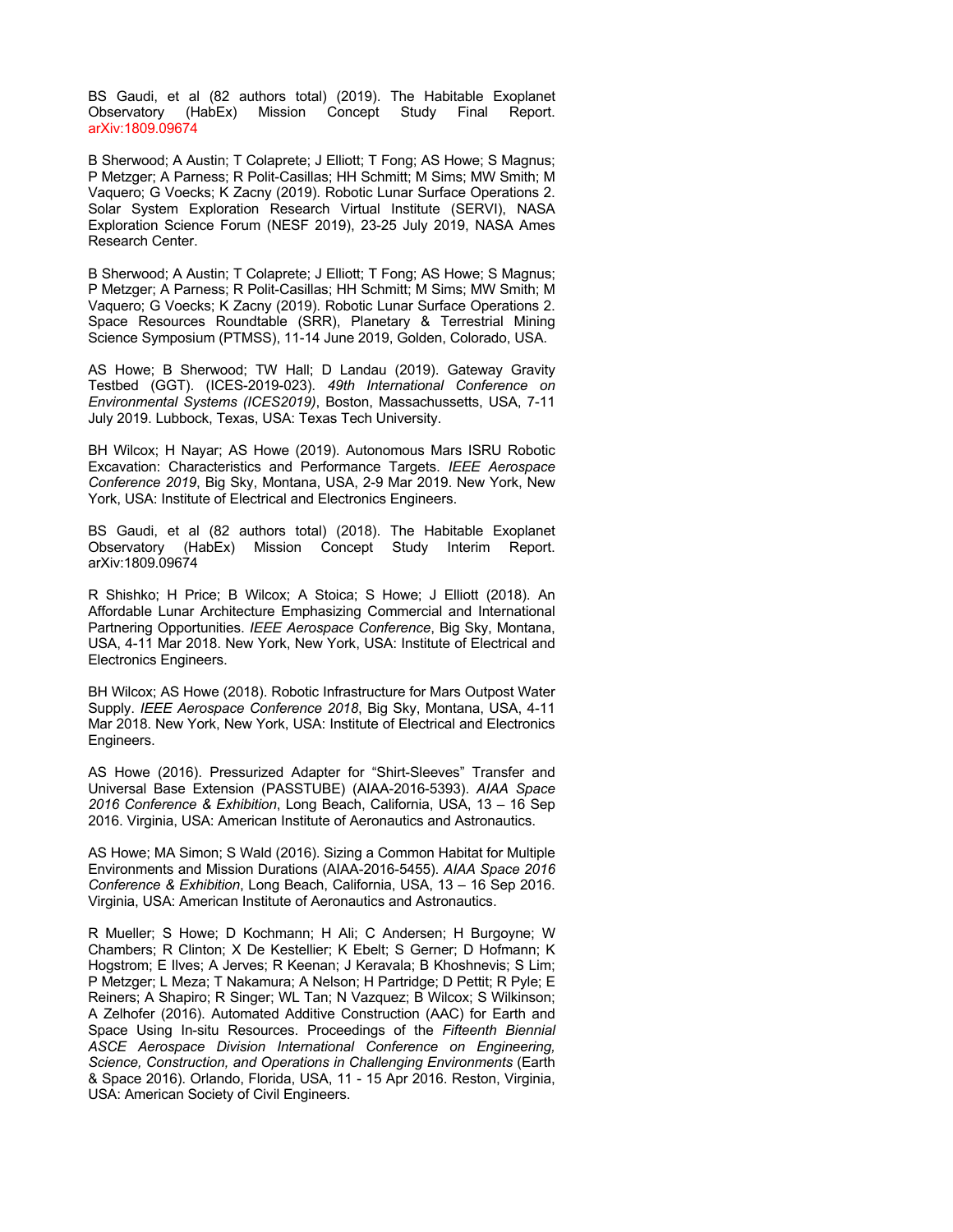BS Gaudi, et al (82 authors total) (2019). The Habitable Exoplanet Observatory (HabEx) Mission Concept Study Final Report. arXiv:1809.09674

B Sherwood; A Austin; T Colaprete; J Elliott; T Fong; AS Howe; S Magnus; P Metzger; A Parness; R Polit-Casillas; HH Schmitt; M Sims; MW Smith; M Vaquero; G Voecks; K Zacny (2019). Robotic Lunar Surface Operations 2. Solar System Exploration Research Virtual Institute (SERVI), NASA Exploration Science Forum (NESF 2019), 23-25 July 2019, NASA Ames Research Center.

B Sherwood; A Austin; T Colaprete; J Elliott; T Fong; AS Howe; S Magnus; P Metzger; A Parness; R Polit-Casillas; HH Schmitt; M Sims; MW Smith; M Vaquero; G Voecks; K Zacny (2019). Robotic Lunar Surface Operations 2. Space Resources Roundtable (SRR), Planetary & Terrestrial Mining Science Symposium (PTMSS), 11-14 June 2019, Golden, Colorado, USA.

AS Howe; B Sherwood; TW Hall; D Landau (2019). Gateway Gravity Testbed (GGT). (ICES-2019-023). *49th International Conference on Environmental Systems (ICES2019)*, Boston, Massachussetts, USA, 7-11 July 2019. Lubbock, Texas, USA: Texas Tech University.

BH Wilcox; H Nayar; AS Howe (2019). Autonomous Mars ISRU Robotic Excavation: Characteristics and Performance Targets. *IEEE Aerospace Conference 2019*, Big Sky, Montana, USA, 2-9 Mar 2019. New York, New York, USA: Institute of Electrical and Electronics Engineers.

BS Gaudi, et al (82 authors total) (2018). The Habitable Exoplanet Observatory (HabEx) Mission Concept Study Interim Report. arXiv:1809.09674

R Shishko; H Price; B Wilcox; A Stoica; S Howe; J Elliott (2018). An Affordable Lunar Architecture Emphasizing Commercial and International Partnering Opportunities. *IEEE Aerospace Conference*, Big Sky, Montana, USA, 4-11 Mar 2018. New York, New York, USA: Institute of Electrical and Electronics Engineers.

BH Wilcox; AS Howe (2018). Robotic Infrastructure for Mars Outpost Water Supply. *IEEE Aerospace Conference 2018*, Big Sky, Montana, USA, 4-11 Mar 2018. New York, New York, USA: Institute of Electrical and Electronics Engineers.

AS Howe (2016). Pressurized Adapter for "Shirt-Sleeves" Transfer and Universal Base Extension (PASSTUBE) (AIAA-2016-5393). *AIAA Space 2016 Conference & Exhibition*, Long Beach, California, USA, 13 – 16 Sep 2016. Virginia, USA: American Institute of Aeronautics and Astronautics.

AS Howe; MA Simon; S Wald (2016). Sizing a Common Habitat for Multiple Environments and Mission Durations (AIAA-2016-5455). *AIAA Space 2016 Conference & Exhibition*, Long Beach, California, USA, 13 – 16 Sep 2016. Virginia, USA: American Institute of Aeronautics and Astronautics.

R Mueller; S Howe; D Kochmann; H Ali; C Andersen; H Burgoyne; W Chambers; R Clinton; X De Kestellier; K Ebelt; S Gerner; D Hofmann; K Hogstrom; E Ilves; A Jerves; R Keenan; J Keravala; B Khoshnevis; S Lim; P Metzger; L Meza; T Nakamura; A Nelson; H Partridge; D Pettit; R Pyle; E Reiners; A Shapiro; R Singer; WL Tan; N Vazquez; B Wilcox; S Wilkinson; A Zelhofer (2016). Automated Additive Construction (AAC) for Earth and Space Using In-situ Resources. Proceedings of the *Fifteenth Biennial ASCE Aerospace Division International Conference on Engineering, Science, Construction, and Operations in Challenging Environments* (Earth & Space 2016). Orlando, Florida, USA, 11 - 15 Apr 2016. Reston, Virginia, USA: American Society of Civil Engineers.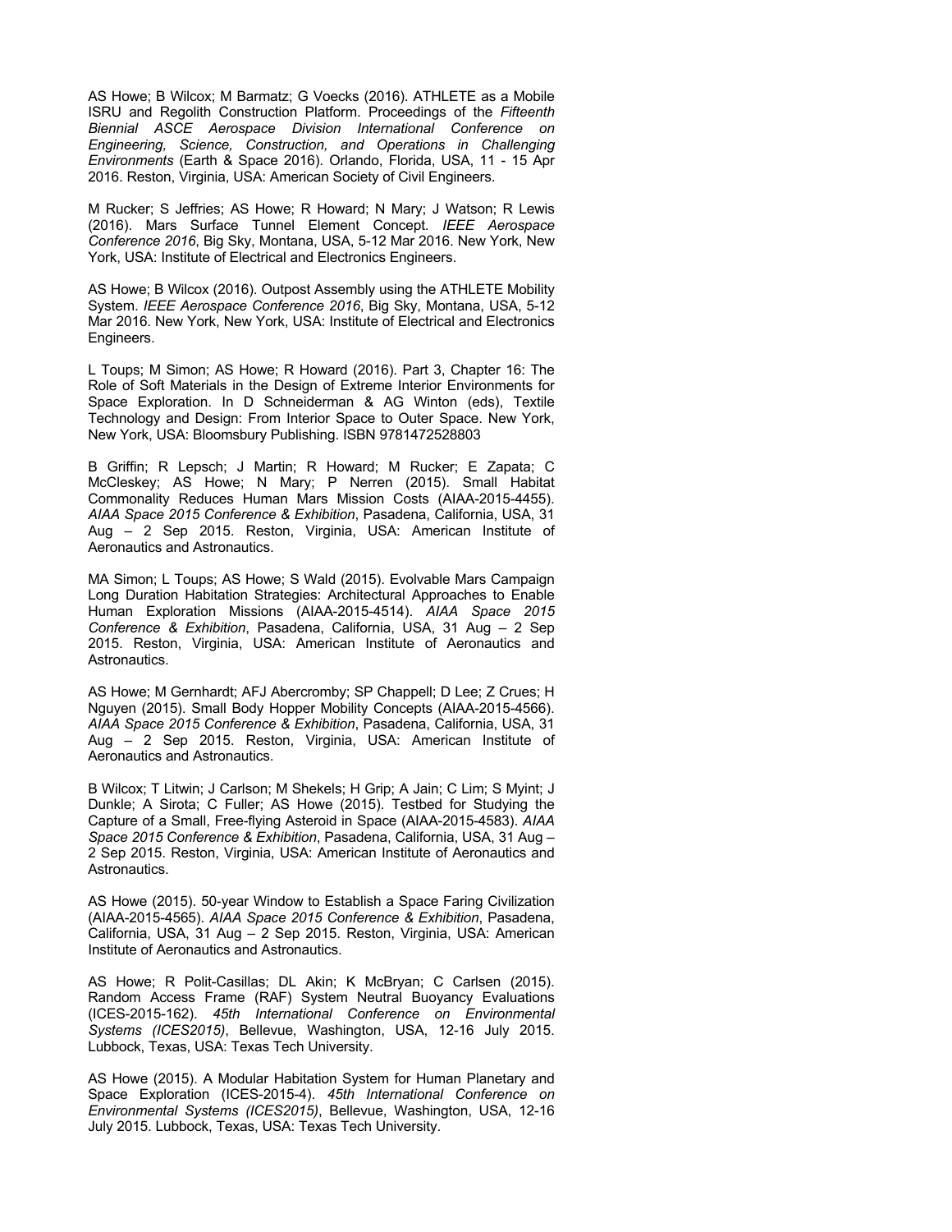AS Howe; B Wilcox; M Barmatz; G Voecks (2016). ATHLETE as a Mobile ISRU and Regolith Construction Platform. Proceedings of the *Fifteenth Biennial ASCE Aerospace Division International Conference on Engineering, Science, Construction, and Operations in Challenging Environments* (Earth & Space 2016). Orlando, Florida, USA, 11 - 15 Apr 2016. Reston, Virginia, USA: American Society of Civil Engineers.

M Rucker; S Jeffries; AS Howe; R Howard; N Mary; J Watson; R Lewis (2016). Mars Surface Tunnel Element Concept. *IEEE Aerospace Conference 2016*, Big Sky, Montana, USA, 5-12 Mar 2016. New York, New York, USA: Institute of Electrical and Electronics Engineers.

AS Howe; B Wilcox (2016). Outpost Assembly using the ATHLETE Mobility System. *IEEE Aerospace Conference 2016*, Big Sky, Montana, USA, 5-12 Mar 2016. New York, New York, USA: Institute of Electrical and Electronics Engineers.

L Toups; M Simon; AS Howe; R Howard (2016). Part 3, Chapter 16: The Role of Soft Materials in the Design of Extreme Interior Environments for Space Exploration. In D Schneiderman & AG Winton (eds), Textile Technology and Design: From Interior Space to Outer Space. New York, New York, USA: Bloomsbury Publishing. ISBN 9781472528803

B Griffin; R Lepsch; J Martin; R Howard; M Rucker; E Zapata; C McCleskey; AS Howe; N Mary; P Nerren (2015). Small Habitat Commonality Reduces Human Mars Mission Costs (AIAA-2015-4455). *AIAA Space 2015 Conference & Exhibition*, Pasadena, California, USA, 31 Aug – 2 Sep 2015. Reston, Virginia, USA: American Institute of Aeronautics and Astronautics.

MA Simon; L Toups; AS Howe; S Wald (2015). Evolvable Mars Campaign Long Duration Habitation Strategies: Architectural Approaches to Enable Human Exploration Missions (AIAA-2015-4514). *AIAA Space 2015 Conference & Exhibition*, Pasadena, California, USA, 31 Aug – 2 Sep 2015. Reston, Virginia, USA: American Institute of Aeronautics and Astronautics.

AS Howe; M Gernhardt; AFJ Abercromby; SP Chappell; D Lee; Z Crues; H Nguyen (2015). Small Body Hopper Mobility Concepts (AIAA-2015-4566). *AIAA Space 2015 Conference & Exhibition*, Pasadena, California, USA, 31 Aug – 2 Sep 2015. Reston, Virginia, USA: American Institute of Aeronautics and Astronautics.

B Wilcox; T Litwin; J Carlson; M Shekels; H Grip; A Jain; C Lim; S Myint; J Dunkle; A Sirota; C Fuller; AS Howe (2015). Testbed for Studying the Capture of a Small, Free-flying Asteroid in Space (AIAA-2015-4583). *AIAA Space 2015 Conference & Exhibition*, Pasadena, California, USA, 31 Aug – 2 Sep 2015. Reston, Virginia, USA: American Institute of Aeronautics and Astronautics.

AS Howe (2015). 50-year Window to Establish a Space Faring Civilization (AIAA-2015-4565). *AIAA Space 2015 Conference & Exhibition*, Pasadena, California, USA, 31 Aug – 2 Sep 2015. Reston, Virginia, USA: American Institute of Aeronautics and Astronautics.

AS Howe; R Polit-Casillas; DL Akin; K McBryan; C Carlsen (2015). Random Access Frame (RAF) System Neutral Buoyancy Evaluations (ICES-2015-162). *45th International Conference on Environmental Systems (ICES2015)*, Bellevue, Washington, USA, 12-16 July 2015. Lubbock, Texas, USA: Texas Tech University.

AS Howe (2015). A Modular Habitation System for Human Planetary and Space Exploration (ICES-2015-4). *45th International Conference on Environmental Systems (ICES2015)*, Bellevue, Washington, USA, 12-16 July 2015. Lubbock, Texas, USA: Texas Tech University.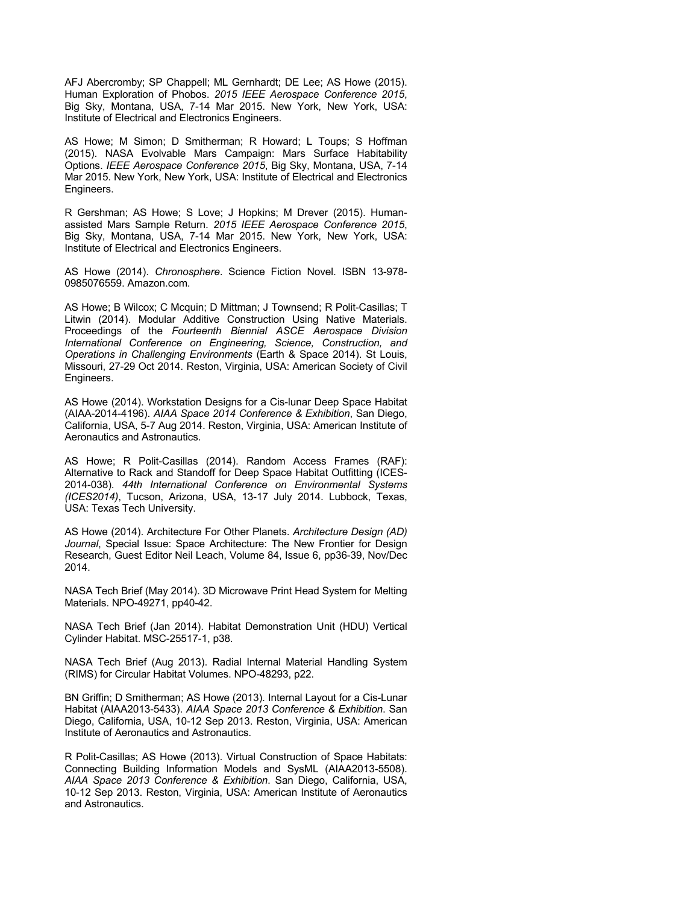AFJ Abercromby; SP Chappell; ML Gernhardt; DE Lee; AS Howe (2015). Human Exploration of Phobos. *2015 IEEE Aerospace Conference 2015*, Big Sky, Montana, USA, 7-14 Mar 2015. New York, New York, USA: Institute of Electrical and Electronics Engineers.

AS Howe; M Simon; D Smitherman; R Howard; L Toups; S Hoffman (2015). NASA Evolvable Mars Campaign: Mars Surface Habitability Options. *IEEE Aerospace Conference 2015*, Big Sky, Montana, USA, 7-14 Mar 2015. New York, New York, USA: Institute of Electrical and Electronics Engineers.

R Gershman; AS Howe; S Love; J Hopkins; M Drever (2015). Human-assisted Mars Sample Return. *2015 IEEE Aerospace Conference 2015*, Big Sky, Montana, USA, 7-14 Mar 2015. New York, New York, USA: Institute of Electrical and Electronics Engineers.

AS Howe (2014). *Chronosphere*. Science Fiction Novel. ISBN 13-978-0985076559. Amazon.com.

AS Howe; B Wilcox; C Mcquin; D Mittman; J Townsend; R Polit-Casillas; T Litwin (2014). Modular Additive Construction Using Native Materials. Proceedings of the *Fourteenth Biennial ASCE Aerospace Division International Conference on Engineering, Science, Construction, and Operations in Challenging Environments* (Earth & Space 2014). St Louis, Missouri, 27-29 Oct 2014. Reston, Virginia, USA: American Society of Civil Engineers.

AS Howe (2014). Workstation Designs for a Cis-lunar Deep Space Habitat (AIAA-2014-4196). *AIAA Space 2014 Conference & Exhibition*, San Diego, California, USA, 5-7 Aug 2014. Reston, Virginia, USA: American Institute of Aeronautics and Astronautics.

AS Howe; R Polit-Casillas (2014). Random Access Frames (RAF): Alternative to Rack and Standoff for Deep Space Habitat Outfitting (ICES-2014-038). *44th International Conference on Environmental Systems (ICES2014)*, Tucson, Arizona, USA, 13-17 July 2014. Lubbock, Texas, USA: Texas Tech University.

AS Howe (2014). Architecture For Other Planets. *Architecture Design (AD) Journal*, Special Issue: Space Architecture: The New Frontier for Design Research, Guest Editor Neil Leach, Volume 84, Issue 6, pp36-39, Nov/Dec 2014.

NASA Tech Brief (May 2014). 3D Microwave Print Head System for Melting Materials. NPO-49271, pp40-42.

NASA Tech Brief (Jan 2014). Habitat Demonstration Unit (HDU) Vertical Cylinder Habitat. MSC-25517-1, p38.

NASA Tech Brief (Aug 2013). Radial Internal Material Handling System (RIMS) for Circular Habitat Volumes. NPO-48293, p22.

BN Griffin; D Smitherman; AS Howe (2013). Internal Layout for a Cis-Lunar Habitat (AIAA2013-5433). *AIAA Space 2013 Conference & Exhibition*. San Diego, California, USA, 10-12 Sep 2013. Reston, Virginia, USA: American Institute of Aeronautics and Astronautics.

R Polit-Casillas; AS Howe (2013). Virtual Construction of Space Habitats: Connecting Building Information Models and SysML (AIAA2013-5508). *AIAA Space 2013 Conference & Exhibition*. San Diego, California, USA, 10-12 Sep 2013. Reston, Virginia, USA: American Institute of Aeronautics and Astronautics.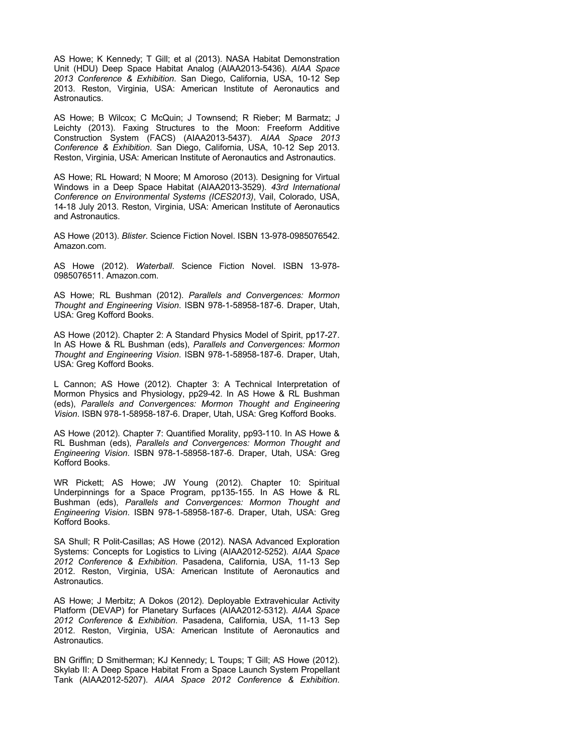AS Howe; K Kennedy; T Gill; et al (2013). NASA Habitat Demonstration Unit (HDU) Deep Space Habitat Analog (AIAA2013-5436). *AIAA Space 2013 Conference & Exhibition*. San Diego, California, USA, 10-12 Sep 2013. Reston, Virginia, USA: American Institute of Aeronautics and Astronautics.

AS Howe; B Wilcox; C McQuin; J Townsend; R Rieber; M Barmatz; J Leichty (2013). Faxing Structures to the Moon: Freeform Additive Construction System (FACS) (AIAA2013-5437). *AIAA Space 2013 Conference & Exhibition*. San Diego, California, USA, 10-12 Sep 2013. Reston, Virginia, USA: American Institute of Aeronautics and Astronautics.

AS Howe; RL Howard; N Moore; M Amoroso (2013). Designing for Virtual Windows in a Deep Space Habitat (AIAA2013-3529). *43rd International Conference on Environmental Systems (ICES2013)*, Vail, Colorado, USA, 14-18 July 2013. Reston, Virginia, USA: American Institute of Aeronautics and Astronautics.

AS Howe (2013). *Blister*. Science Fiction Novel. ISBN 13-978-0985076542. Amazon.com.

AS Howe (2012). *Waterball*. Science Fiction Novel. ISBN 13-978-0985076511. Amazon.com.

AS Howe; RL Bushman (2012). *Parallels and Convergences: Mormon Thought and Engineering Vision*. ISBN 978-1-58958-187-6. Draper, Utah, USA: Greg Kofford Books.

AS Howe (2012). Chapter 2: A Standard Physics Model of Spirit, pp17-27. In AS Howe & RL Bushman (eds), *Parallels and Convergences: Mormon Thought and Engineering Vision*. ISBN 978-1-58958-187-6. Draper, Utah, USA: Greg Kofford Books.

L Cannon; AS Howe (2012). Chapter 3: A Technical Interpretation of Mormon Physics and Physiology, pp29-42. In AS Howe & RL Bushman (eds), *Parallels and Convergences: Mormon Thought and Engineering Vision*. ISBN 978-1-58958-187-6. Draper, Utah, USA: Greg Kofford Books.

AS Howe (2012). Chapter 7: Quantified Morality, pp93-110. In AS Howe & RL Bushman (eds), *Parallels and Convergences: Mormon Thought and Engineering Vision*. ISBN 978-1-58958-187-6. Draper, Utah, USA: Greg Kofford Books.

WR Pickett; AS Howe; JW Young (2012). Chapter 10: Spiritual Underpinnings for a Space Program, pp135-155. In AS Howe & RL Bushman (eds), *Parallels and Convergences: Mormon Thought and Engineering Vision*. ISBN 978-1-58958-187-6. Draper, Utah, USA: Greg Kofford Books.

SA Shull; R Polit-Casillas; AS Howe (2012). NASA Advanced Exploration Systems: Concepts for Logistics to Living (AIAA2012-5252). *AIAA Space 2012 Conference & Exhibition*. Pasadena, California, USA, 11-13 Sep 2012. Reston, Virginia, USA: American Institute of Aeronautics and Astronautics.

AS Howe; J Merbitz; A Dokos (2012). Deployable Extravehicular Activity Platform (DEVAP) for Planetary Surfaces (AIAA2012-5312). *AIAA Space 2012 Conference & Exhibition*. Pasadena, California, USA, 11-13 Sep 2012. Reston, Virginia, USA: American Institute of Aeronautics and Astronautics.

BN Griffin; D Smitherman; KJ Kennedy; L Toups; T Gill; AS Howe (2012). Skylab II: A Deep Space Habitat From a Space Launch System Propellant Tank (AIAA2012-5207). *AIAA Space 2012 Conference & Exhibition*.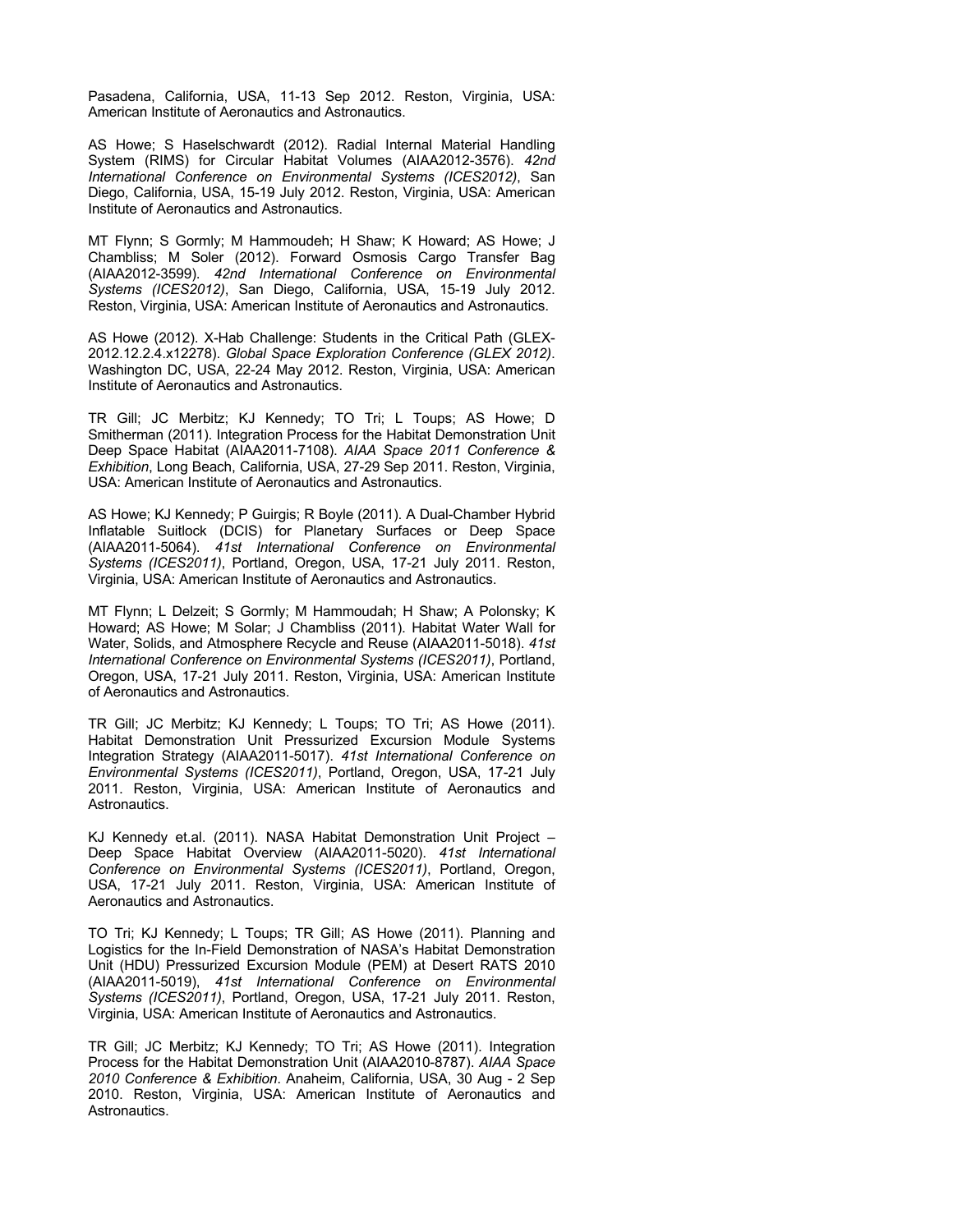Pasadena, California, USA, 11-13 Sep 2012. Reston, Virginia, USA: American Institute of Aeronautics and Astronautics.

AS Howe; S Haselschwardt (2012). Radial Internal Material Handling System (RIMS) for Circular Habitat Volumes (AIAA2012-3576). *42nd International Conference on Environmental Systems (ICES2012)*, San Diego, California, USA, 15-19 July 2012. Reston, Virginia, USA: American Institute of Aeronautics and Astronautics.

MT Flynn; S Gormly; M Hammoudeh; H Shaw; K Howard; AS Howe; J Chambliss; M Soler (2012). Forward Osmosis Cargo Transfer Bag (AIAA2012-3599). *42nd International Conference on Environmental Systems (ICES2012)*, San Diego, California, USA, 15-19 July 2012. Reston, Virginia, USA: American Institute of Aeronautics and Astronautics.

AS Howe (2012). X-Hab Challenge: Students in the Critical Path (GLEX-2012.12.2.4.x12278). *Global Space Exploration Conference (GLEX 2012)*. Washington DC, USA, 22-24 May 2012. Reston, Virginia, USA: American Institute of Aeronautics and Astronautics.

TR Gill; JC Merbitz; KJ Kennedy; TO Tri; L Toups; AS Howe; D Smitherman (2011). Integration Process for the Habitat Demonstration Unit Deep Space Habitat (AIAA2011-7108). *AIAA Space 2011 Conference & Exhibition*, Long Beach, California, USA, 27-29 Sep 2011. Reston, Virginia, USA: American Institute of Aeronautics and Astronautics.

AS Howe; KJ Kennedy; P Guirgis; R Boyle (2011). A Dual-Chamber Hybrid Inflatable Suitlock (DCIS) for Planetary Surfaces or Deep Space (AIAA2011-5064). *41st International Conference on Environmental Systems (ICES2011)*, Portland, Oregon, USA, 17-21 July 2011. Reston, Virginia, USA: American Institute of Aeronautics and Astronautics.

MT Flynn; L Delzeit; S Gormly; M Hammoudah; H Shaw; A Polonsky; K Howard; AS Howe; M Solar; J Chambliss (2011). Habitat Water Wall for Water, Solids, and Atmosphere Recycle and Reuse (AIAA2011-5018). *41st International Conference on Environmental Systems (ICES2011)*, Portland, Oregon, USA, 17-21 July 2011. Reston, Virginia, USA: American Institute of Aeronautics and Astronautics.

TR Gill; JC Merbitz; KJ Kennedy; L Toups; TO Tri; AS Howe (2011). Habitat Demonstration Unit Pressurized Excursion Module Systems Integration Strategy (AIAA2011-5017). *41st International Conference on Environmental Systems (ICES2011)*, Portland, Oregon, USA, 17-21 July 2011. Reston, Virginia, USA: American Institute of Aeronautics and Astronautics.

KJ Kennedy et.al. (2011). NASA Habitat Demonstration Unit Project – Deep Space Habitat Overview (AIAA2011-5020). *41st International Conference on Environmental Systems (ICES2011)*, Portland, Oregon, USA, 17-21 July 2011. Reston, Virginia, USA: American Institute of Aeronautics and Astronautics.

TO Tri; KJ Kennedy; L Toups; TR Gill; AS Howe (2011). Planning and Logistics for the In-Field Demonstration of NASA's Habitat Demonstration Unit (HDU) Pressurized Excursion Module (PEM) at Desert RATS 2010 (AIAA2011-5019), *41st International Conference on Environmental Systems (ICES2011)*, Portland, Oregon, USA, 17-21 July 2011. Reston, Virginia, USA: American Institute of Aeronautics and Astronautics.

TR Gill; JC Merbitz; KJ Kennedy; TO Tri; AS Howe (2011). Integration Process for the Habitat Demonstration Unit (AIAA2010-8787). *AIAA Space 2010 Conference & Exhibition*. Anaheim, California, USA, 30 Aug - 2 Sep 2010. Reston, Virginia, USA: American Institute of Aeronautics and Astronautics.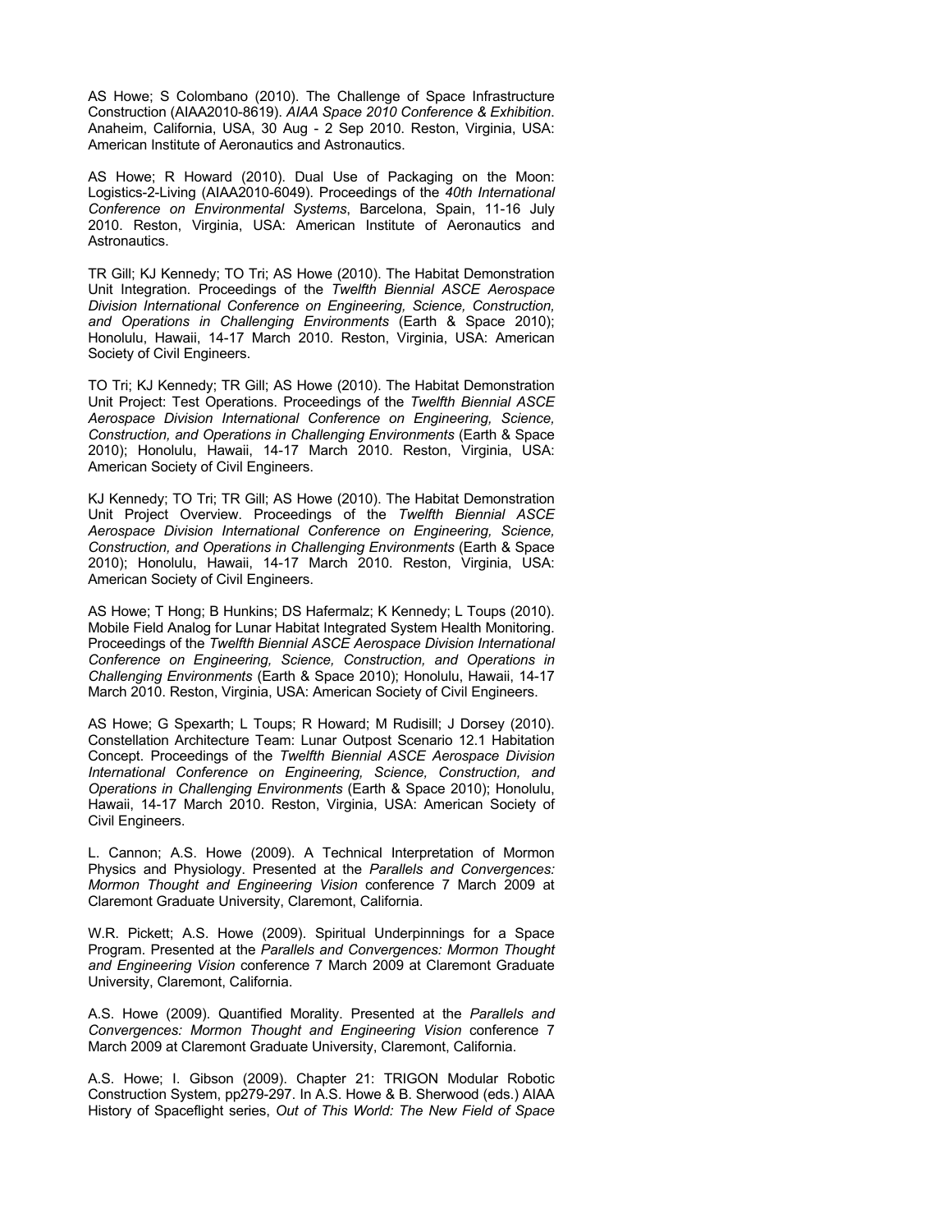AS Howe; S Colombano (2010). The Challenge of Space Infrastructure Construction (AIAA2010-8619). *AIAA Space 2010 Conference & Exhibition*. Anaheim, California, USA, 30 Aug - 2 Sep 2010. Reston, Virginia, USA: American Institute of Aeronautics and Astronautics.

AS Howe; R Howard (2010). Dual Use of Packaging on the Moon: Logistics-2-Living (AIAA2010-6049). Proceedings of the *40th International Conference on Environmental Systems*, Barcelona, Spain, 11-16 July 2010. Reston, Virginia, USA: American Institute of Aeronautics and Astronautics.

TR Gill; KJ Kennedy; TO Tri; AS Howe (2010). The Habitat Demonstration Unit Integration. Proceedings of the *Twelfth Biennial ASCE Aerospace Division International Conference on Engineering, Science, Construction, and Operations in Challenging Environments* (Earth & Space 2010); Honolulu, Hawaii, 14-17 March 2010. Reston, Virginia, USA: American Society of Civil Engineers.

TO Tri; KJ Kennedy; TR Gill; AS Howe (2010). The Habitat Demonstration Unit Project: Test Operations. Proceedings of the *Twelfth Biennial ASCE Aerospace Division International Conference on Engineering, Science, Construction, and Operations in Challenging Environments* (Earth & Space 2010); Honolulu, Hawaii, 14-17 March 2010. Reston, Virginia, USA: American Society of Civil Engineers.

KJ Kennedy; TO Tri; TR Gill; AS Howe (2010). The Habitat Demonstration Unit Project Overview. Proceedings of the *Twelfth Biennial ASCE Aerospace Division International Conference on Engineering, Science, Construction, and Operations in Challenging Environments* (Earth & Space 2010); Honolulu, Hawaii, 14-17 March 2010. Reston, Virginia, USA: American Society of Civil Engineers.

AS Howe; T Hong; B Hunkins; DS Hafermalz; K Kennedy; L Toups (2010). Mobile Field Analog for Lunar Habitat Integrated System Health Monitoring. Proceedings of the *Twelfth Biennial ASCE Aerospace Division International Conference on Engineering, Science, Construction, and Operations in Challenging Environments* (Earth & Space 2010); Honolulu, Hawaii, 14-17 March 2010. Reston, Virginia, USA: American Society of Civil Engineers.

AS Howe; G Spexarth; L Toups; R Howard; M Rudisill; J Dorsey (2010). Constellation Architecture Team: Lunar Outpost Scenario 12.1 Habitation Concept. Proceedings of the *Twelfth Biennial ASCE Aerospace Division International Conference on Engineering, Science, Construction, and Operations in Challenging Environments* (Earth & Space 2010); Honolulu, Hawaii, 14-17 March 2010. Reston, Virginia, USA: American Society of Civil Engineers.

L. Cannon; A.S. Howe (2009). A Technical Interpretation of Mormon Physics and Physiology. Presented at the *Parallels and Convergences: Mormon Thought and Engineering Vision* conference 7 March 2009 at Claremont Graduate University, Claremont, California.

W.R. Pickett; A.S. Howe (2009). Spiritual Underpinnings for a Space Program. Presented at the *Parallels and Convergences: Mormon Thought and Engineering Vision* conference 7 March 2009 at Claremont Graduate University, Claremont, California.

A.S. Howe (2009). Quantified Morality. Presented at the *Parallels and Convergences: Mormon Thought and Engineering Vision* conference 7 March 2009 at Claremont Graduate University, Claremont, California.

A.S. Howe; I. Gibson (2009). Chapter 21: TRIGON Modular Robotic Construction System, pp279-297. In A.S. Howe & B. Sherwood (eds.) AIAA History of Spaceflight series, *Out of This World: The New Field of Space*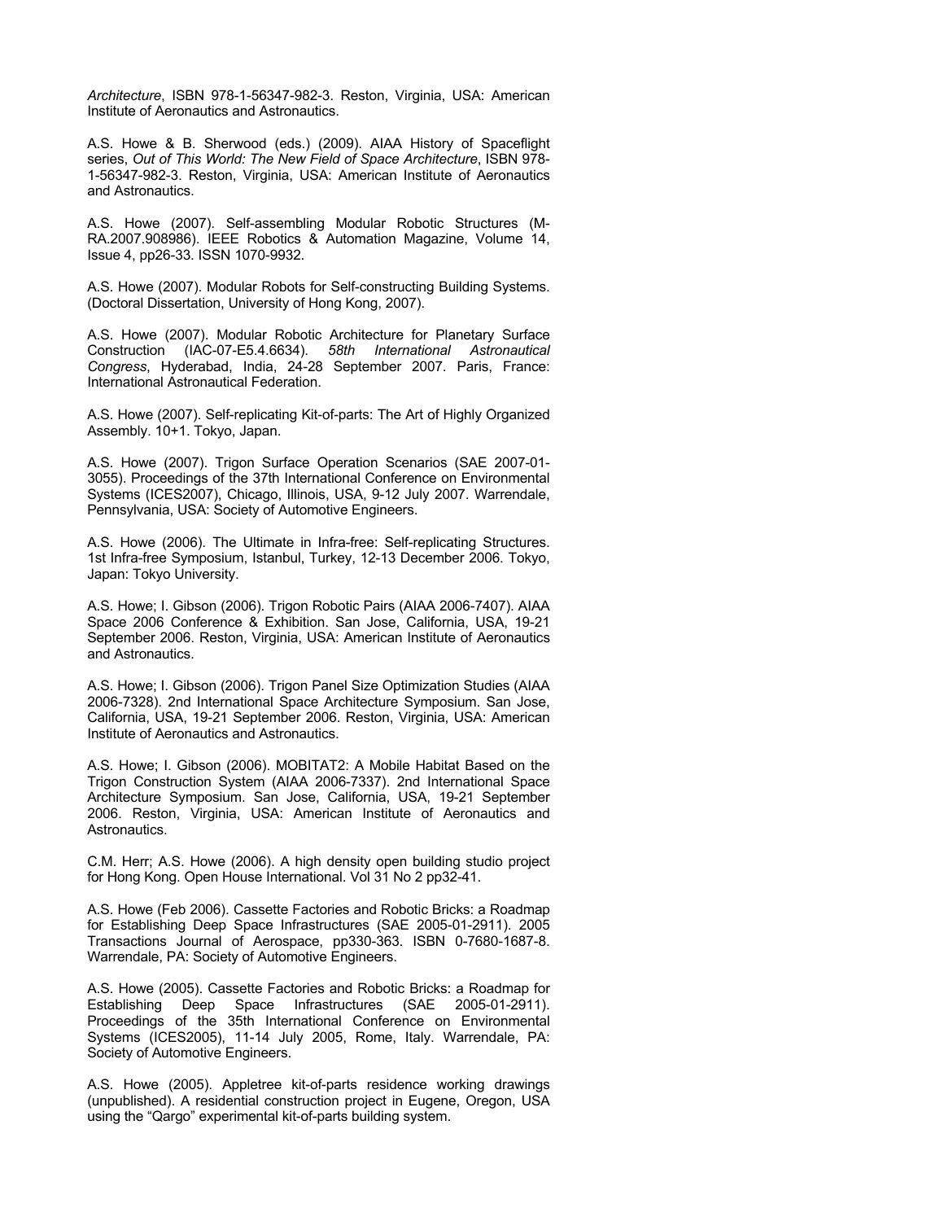*Architecture*, ISBN 978-1-56347-982-3. Reston, Virginia, USA: American Institute of Aeronautics and Astronautics.

A.S. Howe & B. Sherwood (eds.) (2009). AIAA History of Spaceflight series, *Out of This World: The New Field of Space Architecture*, ISBN 978-1-56347-982-3. Reston, Virginia, USA: American Institute of Aeronautics and Astronautics.

A.S. Howe (2007). Self-assembling Modular Robotic Structures (M-RA.2007.908986). IEEE Robotics & Automation Magazine, Volume 14, Issue 4, pp26-33. ISSN 1070-9932.

A.S. Howe (2007). Modular Robots for Self-constructing Building Systems. (Doctoral Dissertation, University of Hong Kong, 2007).

A.S. Howe (2007). Modular Robotic Architecture for Planetary Surface Construction (IAC-07-E5.4.6634). *58th International Astronautical Congress*, Hyderabad, India, 24-28 September 2007. Paris, France: International Astronautical Federation.

A.S. Howe (2007). Self-replicating Kit-of-parts: The Art of Highly Organized Assembly. 10+1. Tokyo, Japan.

A.S. Howe (2007). Trigon Surface Operation Scenarios (SAE 2007-01-3055). Proceedings of the 37th International Conference on Environmental Systems (ICES2007), Chicago, Illinois, USA, 9-12 July 2007. Warrendale, Pennsylvania, USA: Society of Automotive Engineers.

A.S. Howe (2006). The Ultimate in Infra-free: Self-replicating Structures. 1st Infra-free Symposium, Istanbul, Turkey, 12-13 December 2006. Tokyo, Japan: Tokyo University.

A.S. Howe; I. Gibson (2006). Trigon Robotic Pairs (AIAA 2006-7407). AIAA Space 2006 Conference & Exhibition. San Jose, California, USA, 19-21 September 2006. Reston, Virginia, USA: American Institute of Aeronautics and Astronautics.

A.S. Howe; I. Gibson (2006). Trigon Panel Size Optimization Studies (AIAA 2006-7328). 2nd International Space Architecture Symposium. San Jose, California, USA, 19-21 September 2006. Reston, Virginia, USA: American Institute of Aeronautics and Astronautics.

A.S. Howe; I. Gibson (2006). MOBITAT2: A Mobile Habitat Based on the Trigon Construction System (AIAA 2006-7337). 2nd International Space Architecture Symposium. San Jose, California, USA, 19-21 September 2006. Reston, Virginia, USA: American Institute of Aeronautics and Astronautics.

C.M. Herr; A.S. Howe (2006). A high density open building studio project for Hong Kong. Open House International. Vol 31 No 2 pp32-41.

A.S. Howe (Feb 2006). Cassette Factories and Robotic Bricks: a Roadmap for Establishing Deep Space Infrastructures (SAE 2005-01-2911). 2005 Transactions Journal of Aerospace, pp330-363. ISBN 0-7680-1687-8. Warrendale, PA: Society of Automotive Engineers.

A.S. Howe (2005). Cassette Factories and Robotic Bricks: a Roadmap for Establishing Deep Space Infrastructures (SAE 2005-01-2911). Proceedings of the 35th International Conference on Environmental Systems (ICES2005), 11-14 July 2005, Rome, Italy. Warrendale, PA: Society of Automotive Engineers.

A.S. Howe (2005). Appletree kit-of-parts residence working drawings (unpublished). A residential construction project in Eugene, Oregon, USA using the "Qargo" experimental kit-of-parts building system.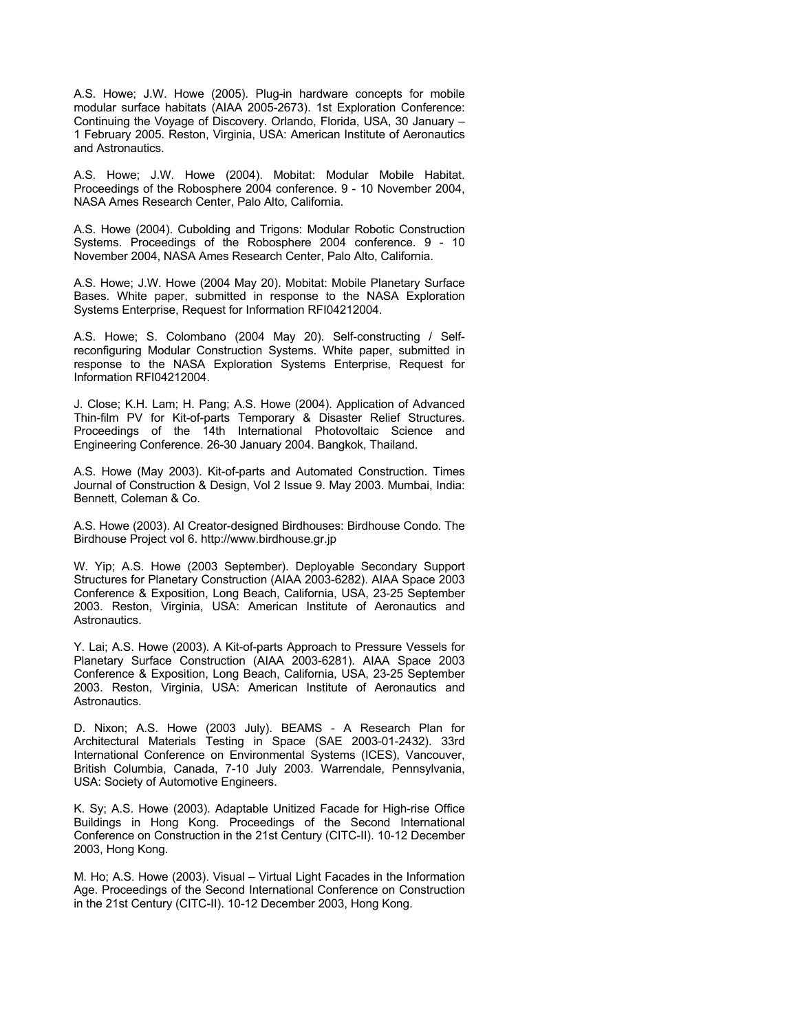A.S. Howe; J.W. Howe (2005). Plug-in hardware concepts for mobile modular surface habitats (AIAA 2005-2673). 1st Exploration Conference: Continuing the Voyage of Discovery. Orlando, Florida, USA, 30 January – 1 February 2005. Reston, Virginia, USA: American Institute of Aeronautics and Astronautics.

A.S. Howe; J.W. Howe (2004). Mobitat: Modular Mobile Habitat. Proceedings of the Robosphere 2004 conference. 9 - 10 November 2004, NASA Ames Research Center, Palo Alto, California.

A.S. Howe (2004). Cubolding and Trigons: Modular Robotic Construction Systems. Proceedings of the Robosphere 2004 conference. 9 - 10 November 2004, NASA Ames Research Center, Palo Alto, California.

A.S. Howe; J.W. Howe (2004 May 20). Mobitat: Mobile Planetary Surface Bases. White paper, submitted in response to the NASA Exploration Systems Enterprise, Request for Information RFI04212004.

A.S. Howe; S. Colombano (2004 May 20). Self-constructing / Self-reconfiguring Modular Construction Systems. White paper, submitted in response to the NASA Exploration Systems Enterprise, Request for Information RFI04212004.

J. Close; K.H. Lam; H. Pang; A.S. Howe (2004). Application of Advanced Thin-film PV for Kit-of-parts Temporary & Disaster Relief Structures. Proceedings of the 14th International Photovoltaic Science and Engineering Conference. 26-30 January 2004. Bangkok, Thailand.

A.S. Howe (May 2003). Kit-of-parts and Automated Construction. Times Journal of Construction & Design, Vol 2 Issue 9. May 2003. Mumbai, India: Bennett, Coleman & Co.

A.S. Howe (2003). AI Creator-designed Birdhouses: Birdhouse Condo. The Birdhouse Project vol 6. http://www.birdhouse.gr.jp

W. Yip; A.S. Howe (2003 September). Deployable Secondary Support Structures for Planetary Construction (AIAA 2003-6282). AIAA Space 2003 Conference & Exposition, Long Beach, California, USA, 23-25 September 2003. Reston, Virginia, USA: American Institute of Aeronautics and Astronautics.

Y. Lai; A.S. Howe (2003). A Kit-of-parts Approach to Pressure Vessels for Planetary Surface Construction (AIAA 2003-6281). AIAA Space 2003 Conference & Exposition, Long Beach, California, USA, 23-25 September 2003. Reston, Virginia, USA: American Institute of Aeronautics and Astronautics.

D. Nixon; A.S. Howe (2003 July). BEAMS - A Research Plan for Architectural Materials Testing in Space (SAE 2003-01-2432). 33rd International Conference on Environmental Systems (ICES), Vancouver, British Columbia, Canada, 7-10 July 2003. Warrendale, Pennsylvania, USA: Society of Automotive Engineers.

K. Sy; A.S. Howe (2003). Adaptable Unitized Facade for High-rise Office Buildings in Hong Kong. Proceedings of the Second International Conference on Construction in the 21st Century (CITC-II). 10-12 December 2003, Hong Kong.

M. Ho; A.S. Howe (2003). Visual – Virtual Light Facades in the Information Age. Proceedings of the Second International Conference on Construction in the 21st Century (CITC-II). 10-12 December 2003, Hong Kong.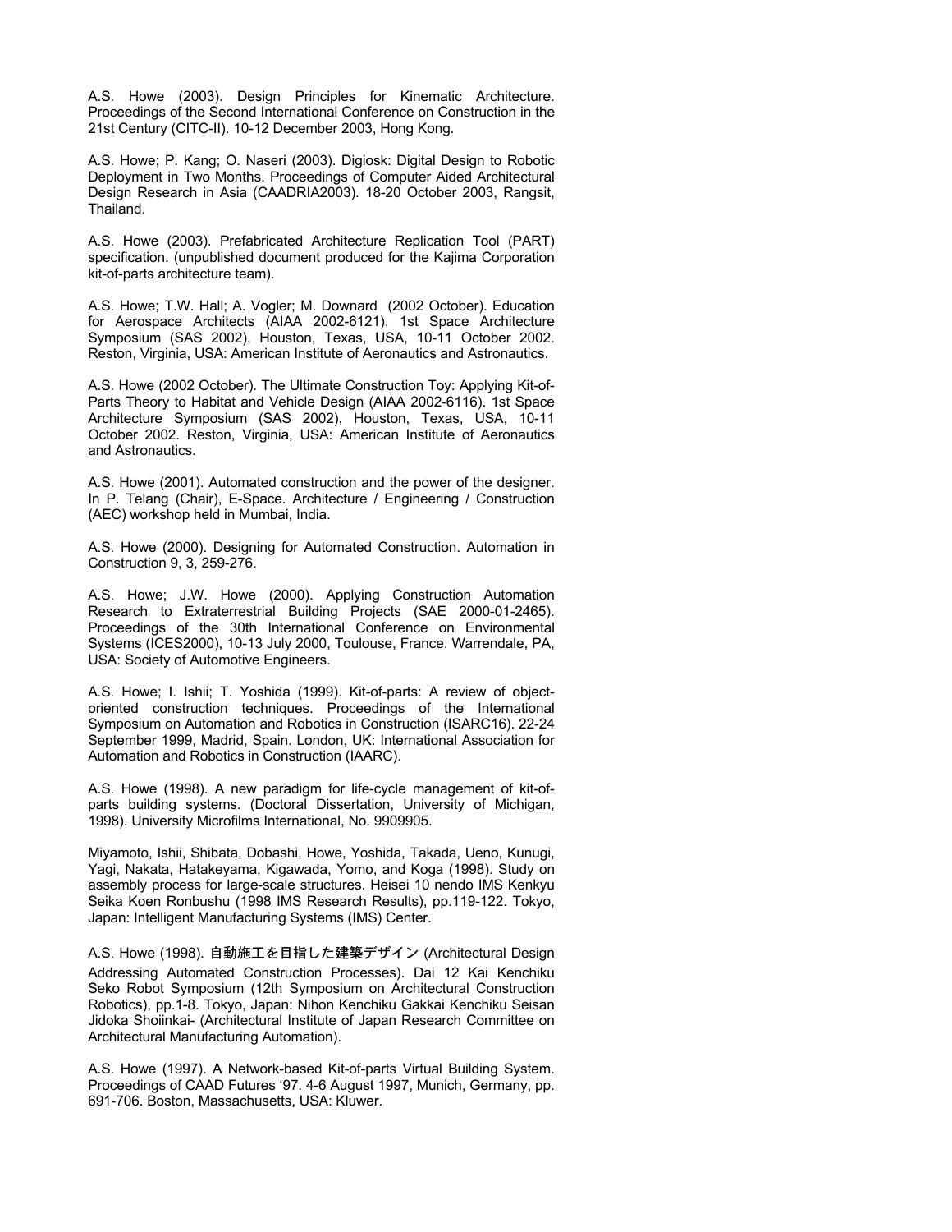A.S. Howe (2003). Design Principles for Kinematic Architecture. Proceedings of the Second International Conference on Construction in the 21st Century (CITC-II). 10-12 December 2003, Hong Kong.

A.S. Howe; P. Kang; O. Naseri (2003). Digiosk: Digital Design to Robotic Deployment in Two Months. Proceedings of Computer Aided Architectural Design Research in Asia (CAADRIA2003). 18-20 October 2003, Rangsit, Thailand.

A.S. Howe (2003). Prefabricated Architecture Replication Tool (PART) specification. (unpublished document produced for the Kajima Corporation kit-of-parts architecture team).

A.S. Howe; T.W. Hall; A. Vogler; M. Downard (2002 October). Education for Aerospace Architects (AIAA 2002-6121). 1st Space Architecture Symposium (SAS 2002), Houston, Texas, USA, 10-11 October 2002. Reston, Virginia, USA: American Institute of Aeronautics and Astronautics.

A.S. Howe (2002 October). The Ultimate Construction Toy: Applying Kit-of-Parts Theory to Habitat and Vehicle Design (AIAA 2002-6116). 1st Space Architecture Symposium (SAS 2002), Houston, Texas, USA, 10-11 October 2002. Reston, Virginia, USA: American Institute of Aeronautics and Astronautics.

A.S. Howe (2001). Automated construction and the power of the designer. In P. Telang (Chair), E-Space. Architecture / Engineering / Construction (AEC) workshop held in Mumbai, India.

A.S. Howe (2000). Designing for Automated Construction. Automation in Construction 9, 3, 259-276.

A.S. Howe; J.W. Howe (2000). Applying Construction Automation Research to Extraterrestrial Building Projects (SAE 2000-01-2465). Proceedings of the 30th International Conference on Environmental Systems (ICES2000), 10-13 July 2000, Toulouse, France. Warrendale, PA, USA: Society of Automotive Engineers.

A.S. Howe; I. Ishii; T. Yoshida (1999). Kit-of-parts: A review of object-oriented construction techniques. Proceedings of the International Symposium on Automation and Robotics in Construction (ISARC16). 22-24 September 1999, Madrid, Spain. London, UK: International Association for Automation and Robotics in Construction (IAARC).

A.S. Howe (1998). A new paradigm for life-cycle management of kit-of-parts building systems. (Doctoral Dissertation, University of Michigan, 1998). University Microfilms International, No. 9909905.

Miyamoto, Ishii, Shibata, Dobashi, Howe, Yoshida, Takada, Ueno, Kunugi, Yagi, Nakata, Hatakeyama, Kigawada, Yomo, and Koga (1998). Study on assembly process for large-scale structures. Heisei 10 nendo IMS Kenkyu Seika Koen Ronbushu (1998 IMS Research Results), pp.119-122. Tokyo, Japan: Intelligent Manufacturing Systems (IMS) Center.

A.S. Howe (1998). 自動施工を目指した建築デザイン (Architectural Design Addressing Automated Construction Processes). Dai 12 Kai Kenchiku Seko Robot Symposium (12th Symposium on Architectural Construction Robotics), pp.1-8. Tokyo, Japan: Nihon Kenchiku Gakkai Kenchiku Seisan Jidoka Shoiinkai- (Architectural Institute of Japan Research Committee on Architectural Manufacturing Automation).

A.S. Howe (1997). A Network-based Kit-of-parts Virtual Building System. Proceedings of CAAD Futures '97. 4-6 August 1997, Munich, Germany, pp. 691-706. Boston, Massachusetts, USA: Kluwer.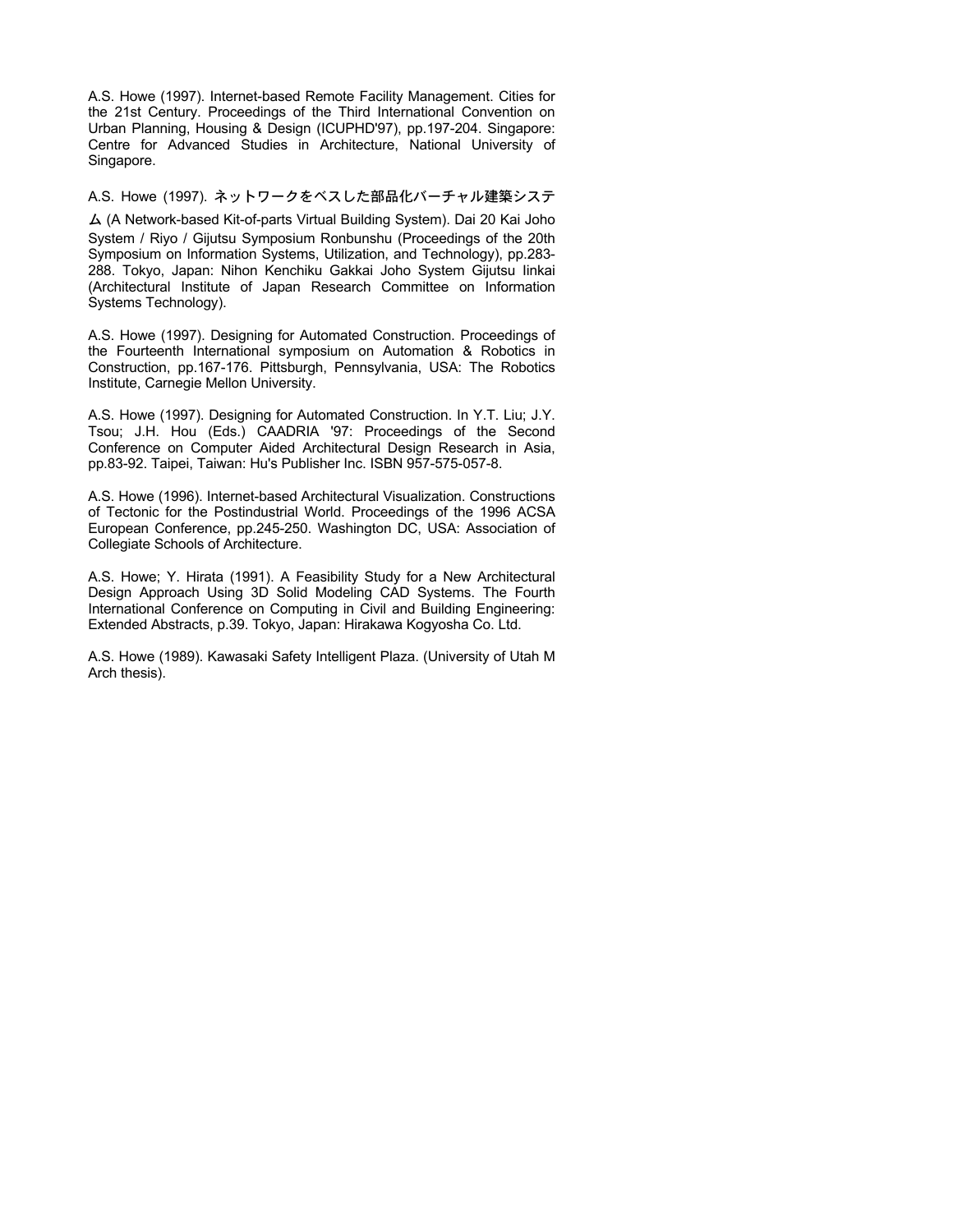A.S. Howe (1997). Internet-based Remote Facility Management. Cities for the 21st Century. Proceedings of the Third International Convention on Urban Planning, Housing & Design (ICUPHD'97), pp.197-204. Singapore: Centre for Advanced Studies in Architecture, National University of Singapore.

A.S. Howe (1997). ネットワークをベスした部品化バーチャル建築システム (A Network-based Kit-of-parts Virtual Building System). Dai 20 Kai Joho System / Riyo / Gijutsu Symposium Ronbunshu (Proceedings of the 20th Symposium on Information Systems, Utilization, and Technology), pp.283-288. Tokyo, Japan: Nihon Kenchiku Gakkai Joho System Gijutsu Iinkai (Architectural Institute of Japan Research Committee on Information Systems Technology).

A.S. Howe (1997). Designing for Automated Construction. Proceedings of the Fourteenth International symposium on Automation & Robotics in Construction, pp.167-176. Pittsburgh, Pennsylvania, USA: The Robotics Institute, Carnegie Mellon University.

A.S. Howe (1997). Designing for Automated Construction. In Y.T. Liu; J.Y. Tsou; J.H. Hou (Eds.) CAADRIA '97: Proceedings of the Second Conference on Computer Aided Architectural Design Research in Asia, pp.83-92. Taipei, Taiwan: Hu's Publisher Inc. ISBN 957-575-057-8.

A.S. Howe (1996). Internet-based Architectural Visualization. Constructions of Tectonic for the Postindustrial World. Proceedings of the 1996 ACSA European Conference, pp.245-250. Washington DC, USA: Association of Collegiate Schools of Architecture.

A.S. Howe; Y. Hirata (1991). A Feasibility Study for a New Architectural Design Approach Using 3D Solid Modeling CAD Systems. The Fourth International Conference on Computing in Civil and Building Engineering: Extended Abstracts, p.39. Tokyo, Japan: Hirakawa Kogyosha Co. Ltd.

A.S. Howe (1989). Kawasaki Safety Intelligent Plaza. (University of Utah M Arch thesis).